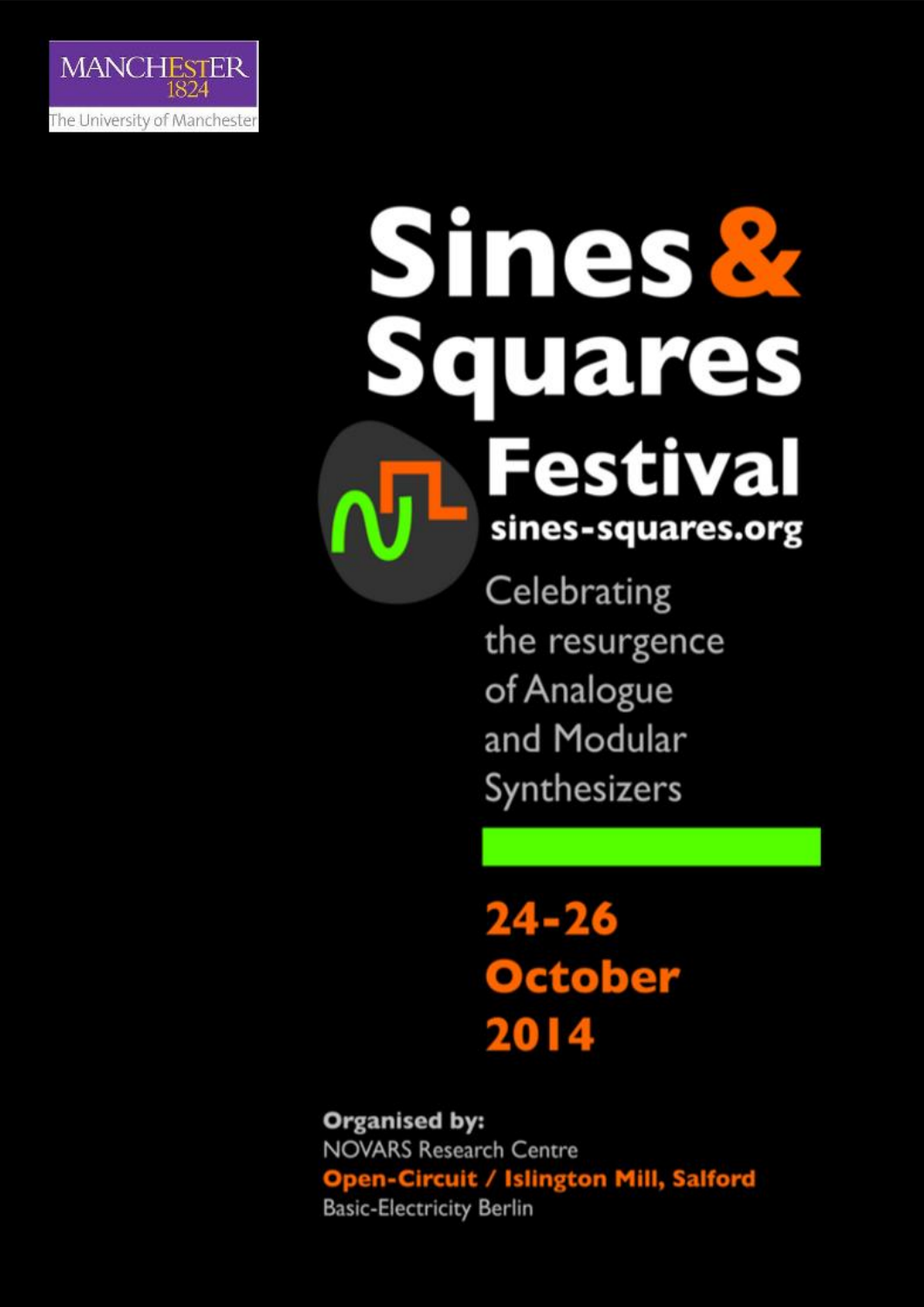MANCHESTER
1824
The University of Manchester

# Sines & Squares Festival

sines-squares.org

Celebrating the resurgence of Analogue and Modular Synthesizers

**24-26 October 2014**

**Organised by:**
NOVARS Research Centre
**Open-Circuit / Islington Mill, Salford**
Basic-Electricity Berlin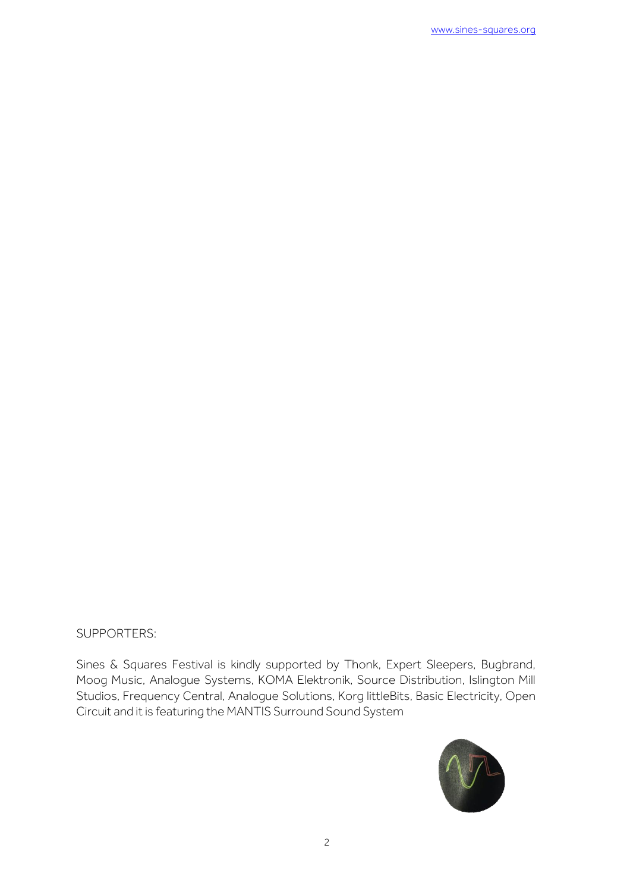SUPPORTERS:

Sines & Squares Festival is kindly supported by Thonk, Expert Sleepers, Bugbrand, Moog Music, Analogue Systems, KOMA Elektronik, Source Distribution, Islington Mill Studios, Frequency Central, Analogue Solutions, Korg littleBits, Basic Electricity, Open Circuit and it is featuring the MANTIS Surround Sound System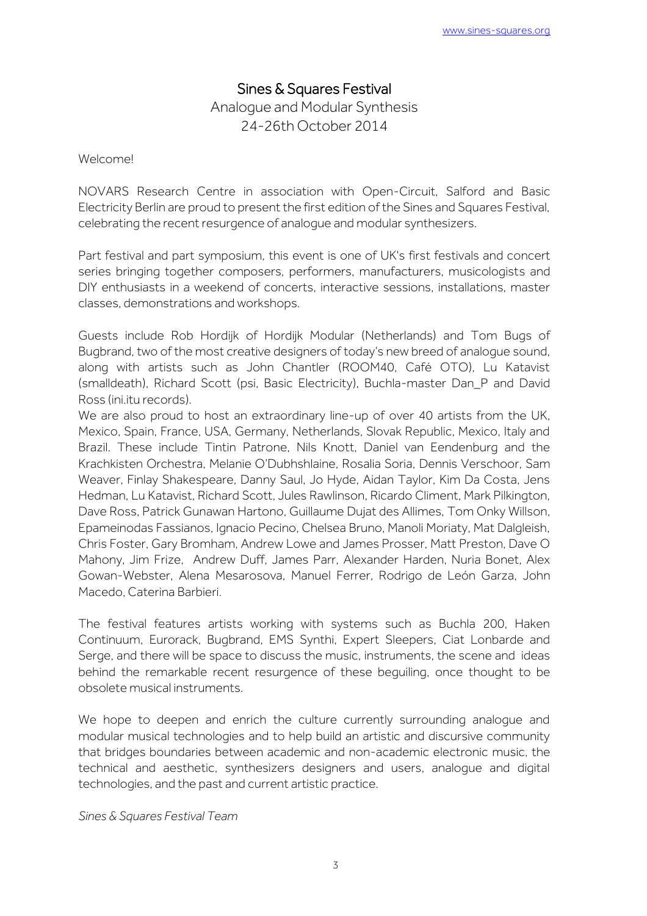# Sines & Squares Festival

Analogue and Modular Synthesis
24-26th October 2014

Welcome!

NOVARS Research Centre in association with Open-Circuit, Salford and Basic Electricity Berlin are proud to present the first edition of the Sines and Squares Festival, celebrating the recent resurgence of analogue and modular synthesizers.

Part festival and part symposium, this event is one of UK's first festivals and concert series bringing together composers, performers, manufacturers, musicologists and DIY enthusiasts in a weekend of concerts, interactive sessions, installations, master classes, demonstrations and workshops.

Guests include Rob Hordijk of Hordijk Modular (Netherlands) and Tom Bugs of Bugbrand, two of the most creative designers of today's new breed of analogue sound, along with artists such as John Chantler (ROOM40, Café OTO), Lu Katavist (smalldeath), Richard Scott (psi, Basic Electricity), Buchla-master Dan_P and David Ross (ini.itu records).
We are also proud to host an extraordinary line-up of over 40 artists from the UK, Mexico, Spain, France, USA, Germany, Netherlands, Slovak Republic, Mexico, Italy and Brazil. These include Tintin Patrone, Nils Knott, Daniel van Eendenburg and the Krachkisten Orchestra, Melanie O'Dubhshlaine, Rosalia Soria, Dennis Verschoor, Sam Weaver, Finlay Shakespeare, Danny Saul, Jo Hyde, Aidan Taylor, Kim Da Costa, Jens Hedman, Lu Katavist, Richard Scott, Jules Rawlinson, Ricardo Climent, Mark Pilkington, Dave Ross, Patrick Gunawan Hartono, Guillaume Dujat des Allimes, Tom Onky Willson, Epameinodas Fassianos, Ignacio Pecino, Chelsea Bruno, Manoli Moriaty, Mat Dalgleish, Chris Foster, Gary Bromham, Andrew Lowe and James Prosser, Matt Preston, Dave O Mahony, Jim Frize, Andrew Duff, James Parr, Alexander Harden, Nuria Bonet, Alex Gowan-Webster, Alena Mesarosova, Manuel Ferrer, Rodrigo de León Garza, John Macedo, Caterina Barbieri.

The festival features artists working with systems such as Buchla 200, Haken Continuum, Eurorack, Bugbrand, EMS Synthi, Expert Sleepers, Ciat Lonbarde and Serge, and there will be space to discuss the music, instruments, the scene and ideas behind the remarkable recent resurgence of these beguiling, once thought to be obsolete musical instruments.

We hope to deepen and enrich the culture currently surrounding analogue and modular musical technologies and to help build an artistic and discursive community that bridges boundaries between academic and non-academic electronic music, the technical and aesthetic, synthesizers designers and users, analogue and digital technologies, and the past and current artistic practice.

*Sines & Squares Festival Team*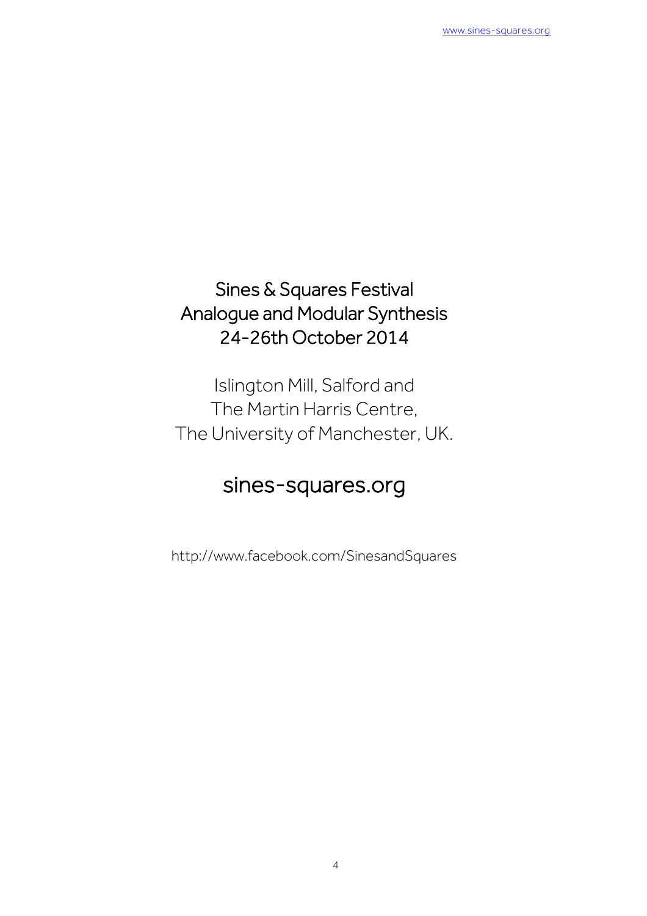Sines & Squares Festival
Analogue and Modular Synthesis
24-26th October 2014

Islington Mill, Salford and
The Martin Harris Centre,
The University of Manchester, UK.

sines-squares.org

http://www.facebook.com/SinesandSquares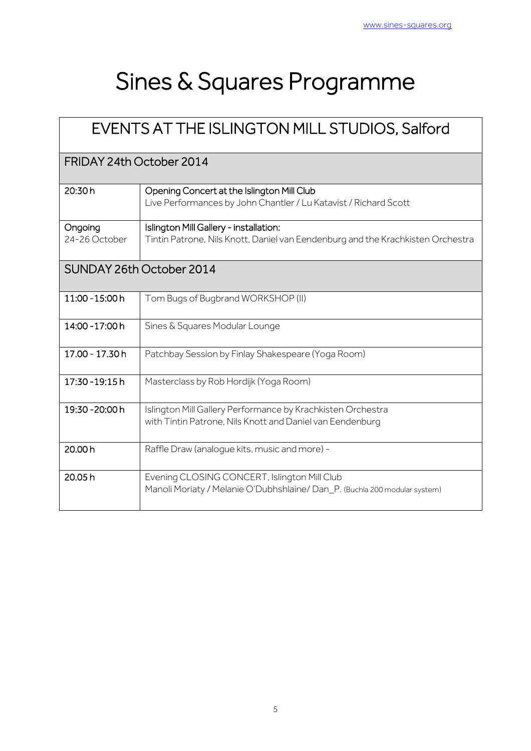# Sines & Squares Programme

| EVENTS AT THE ISLINGTON MILL STUDIOS, Salford | |
|---|---|
| **FRIDAY 24th October 2014** | |
| 20:30 h | Opening Concert at the Islington Mill Club<br>Live Performances by John Chantler / Lu Katavist / Richard Scott |
| Ongoing<br>24-26 October | Islington Mill Gallery - installation:<br>Tintin Patrone, Nils Knott, Daniel van Eendenburg and the Krachkisten Orchestra |
| **SUNDAY 26th October 2014** | |
| 11:00 -15:00 h | Tom Bugs of Bugbrand WORKSHOP (II) |
| 14:00 -17:00 h | Sines & Squares Modular Lounge |
| 17.00 - 17.30 h | Patchbay Session by Finlay Shakespeare (Yoga Room) |
| 17:30 -19:15 h | Masterclass by Rob Hordijk (Yoga Room) |
| 19:30 -20:00 h | Islington Mill Gallery Performance by Krachkisten Orchestra<br>with Tintin Patrone, Nils Knott and Daniel van Eendenburg |
| 20.00 h | Raffle Draw (analogue kits, music and more) - |
| 20.05 h | Evening CLOSING CONCERT, Islington Mill Club<br>Manoli Moriaty / Melanie O'Dubhshlaine/ Dan_P. (Buchla 200 modular system) |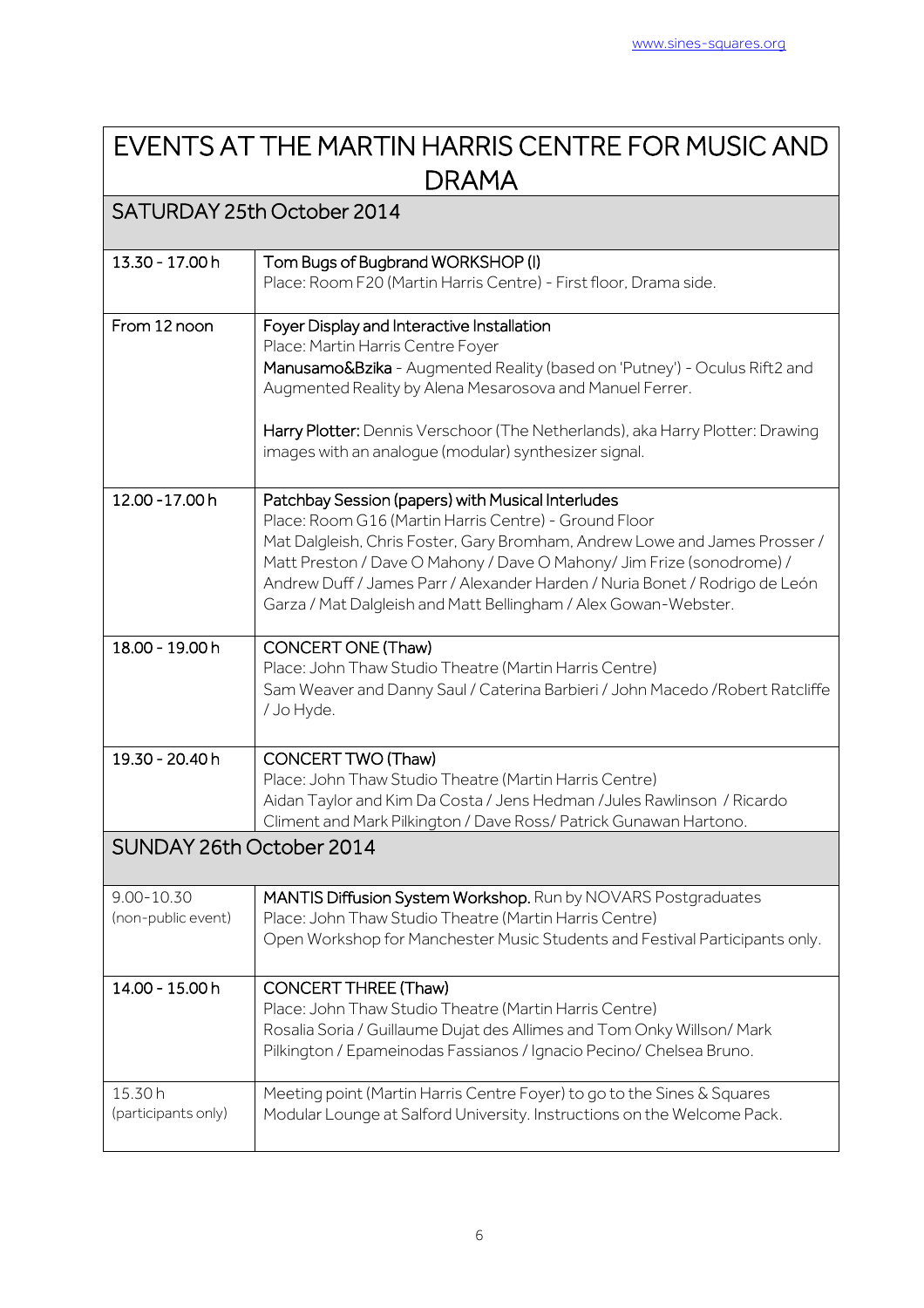# EVENTS AT THE MARTIN HARRIS CENTRE FOR MUSIC AND DRAMA

| SATURDAY 25th October 2014 | |
|---|---|
| 13.30 - 17.00 h | Tom Bugs of Bugbrand WORKSHOP (I)<br>Place: Room F20 (Martin Harris Centre) - First floor, Drama side. |
| From 12 noon | Foyer Display and Interactive Installation<br>Place: Martin Harris Centre Foyer<br>**Manusamo&Bzika** - Augmented Reality (based on 'Putney') - Oculus Rift2 and Augmented Reality by Alena Mesarosova and Manuel Ferrer.<br><br>**Harry Plotter:** Dennis Verschoor (The Netherlands), aka Harry Plotter: Drawing images with an analogue (modular) synthesizer signal. |
| 12.00 -17.00 h | Patchbay Session (papers) with Musical Interludes<br>Place: Room G16 (Martin Harris Centre) - Ground Floor<br>Mat Dalgleish, Chris Foster, Gary Bromham, Andrew Lowe and James Prosser / Matt Preston / Dave O Mahony / Dave O Mahony/ Jim Frize (sonodrome) / Andrew Duff / James Parr / Alexander Harden / Nuria Bonet / Rodrigo de León Garza / Mat Dalgleish and Matt Bellingham / Alex Gowan-Webster. |
| 18.00 - 19.00 h | CONCERT ONE (Thaw)<br>Place: John Thaw Studio Theatre (Martin Harris Centre)<br>Sam Weaver and Danny Saul / Caterina Barbieri / John Macedo /Robert Ratcliffe / Jo Hyde. |
| 19.30 - 20.40 h | CONCERT TWO (Thaw)<br>Place: John Thaw Studio Theatre (Martin Harris Centre)<br>Aidan Taylor and Kim Da Costa / Jens Hedman /Jules Rawlinson / Ricardo Climent and Mark Pilkington / Dave Ross/ Patrick Gunawan Hartono. |
| **SUNDAY 26th October 2014** | |
| 9.00-10.30<br>(non-public event) | **MANTIS Diffusion System Workshop.** Run by NOVARS Postgraduates<br>Place: John Thaw Studio Theatre (Martin Harris Centre)<br>Open Workshop for Manchester Music Students and Festival Participants only. |
| 14.00 - 15.00 h | CONCERT THREE (Thaw)<br>Place: John Thaw Studio Theatre (Martin Harris Centre)<br>Rosalia Soria / Guillaume Dujat des Allimes and Tom Onky Willson/ Mark Pilkington / Epameinodas Fassianos / Ignacio Pecino/ Chelsea Bruno. |
| 15.30 h<br>(participants only) | Meeting point (Martin Harris Centre Foyer) to go to the Sines & Squares Modular Lounge at Salford University. Instructions on the Welcome Pack. |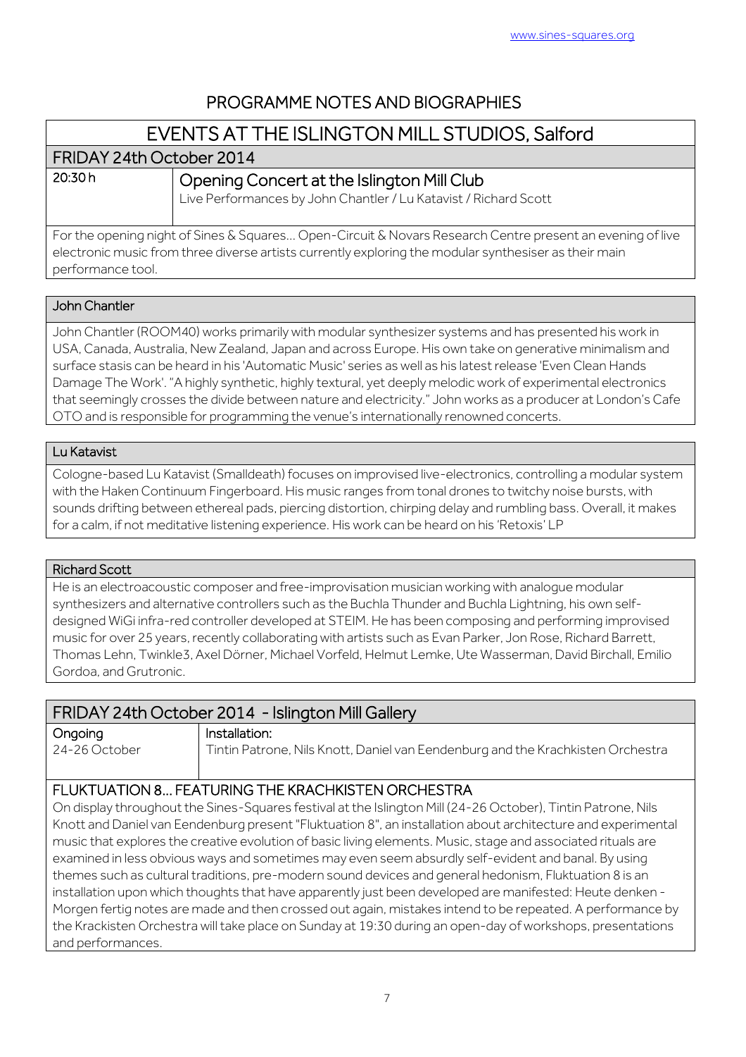# PROGRAMME NOTES AND BIOGRAPHIES

## EVENTS AT THE ISLINGTON MILL STUDIOS, Salford

### FRIDAY 24th October 2014

| 20:30 h | **Opening Concert at the Islington Mill Club**<br>Live Performances by John Chantler / Lu Katavist / Richard Scott |
|---|---|

For the opening night of Sines & Squares... Open-Circuit & Novars Research Centre present an evening of live electronic music from three diverse artists currently exploring the modular synthesiser as their main performance tool.

#### John Chantler

John Chantler (ROOM40) works primarily with modular synthesizer systems and has presented his work in USA, Canada, Australia, New Zealand, Japan and across Europe. His own take on generative minimalism and surface stasis can be heard in his 'Automatic Music' series as well as his latest release 'Even Clean Hands Damage The Work'. "A highly synthetic, highly textural, yet deeply melodic work of experimental electronics that seemingly crosses the divide between nature and electricity." John works as a producer at London's Cafe OTO and is responsible for programming the venue's internationally renowned concerts.

#### Lu Katavist

Cologne-based Lu Katavist (Smalldeath) focuses on improvised live-electronics, controlling a modular system with the Haken Continuum Fingerboard. His music ranges from tonal drones to twitchy noise bursts, with sounds drifting between ethereal pads, piercing distortion, chirping delay and rumbling bass. Overall, it makes for a calm, if not meditative listening experience. His work can be heard on his 'Retoxis' LP

#### Richard Scott

He is an electroacoustic composer and free-improvisation musician working with analogue modular synthesizers and alternative controllers such as the Buchla Thunder and Buchla Lightning, his own self-designed WiGi infra-red controller developed at STEIM. He has been composing and performing improvised music for over 25 years, recently collaborating with artists such as Evan Parker, Jon Rose, Richard Barrett, Thomas Lehn, Twinkle3, Axel Dörner, Michael Vorfeld, Helmut Lemke, Ute Wasserman, David Birchall, Emilio Gordoa, and Grutronic.

### FRIDAY 24th October 2014 - Islington Mill Gallery

| Ongoing<br>24-26 October | Installation:<br>Tintin Patrone, Nils Knott, Daniel van Eendenburg and the Krachkisten Orchestra |
|---|---|

#### FLUKTUATION 8... FEATURING THE KRACHKISTEN ORCHESTRA

On display throughout the Sines-Squares festival at the Islington Mill (24-26 October), Tintin Patrone, Nils Knott and Daniel van Eendenburg present "Fluktuation 8", an installation about architecture and experimental music that explores the creative evolution of basic living elements. Music, stage and associated rituals are examined in less obvious ways and sometimes may even seem absurdly self-evident and banal. By using themes such as cultural traditions, pre-modern sound devices and general hedonism, Fluktuation 8 is an installation upon which thoughts that have apparently just been developed are manifested: Heute denken - Morgen fertig notes are made and then crossed out again, mistakes intend to be repeated. A performance by the Krackisten Orchestra will take place on Sunday at 19:30 during an open-day of workshops, presentations and performances.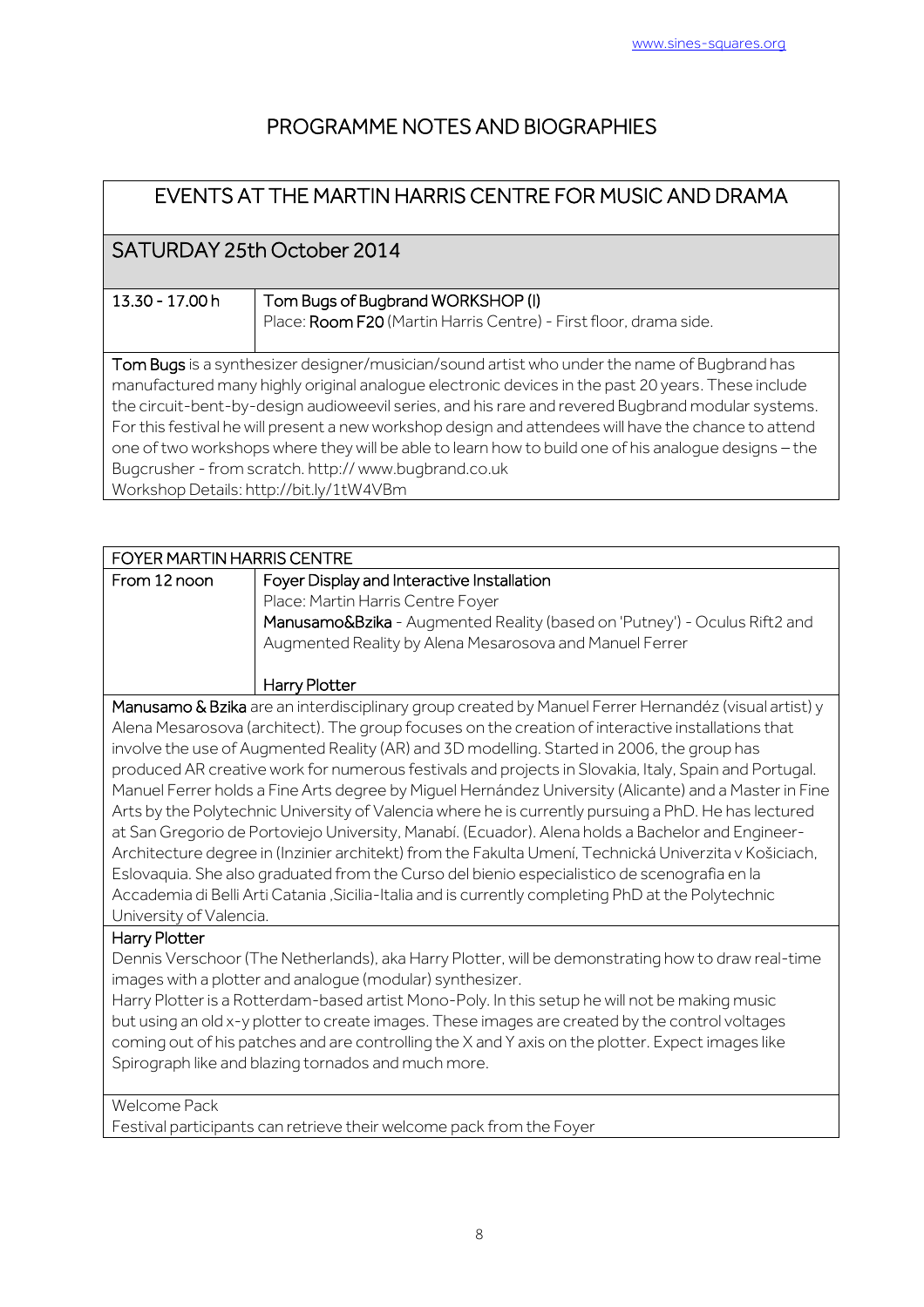# PROGRAMME NOTES AND BIOGRAPHIES

## EVENTS AT THE MARTIN HARRIS CENTRE FOR MUSIC AND DRAMA

### SATURDAY 25th October 2014

| 13.30 - 17.00 h | Tom Bugs of Bugbrand WORKSHOP (I) Place: **Room F20** (Martin Harris Centre) - First floor, drama side. |
|---|---|

**Tom Bugs** is a synthesizer designer/musician/sound artist who under the name of Bugbrand has manufactured many highly original analogue electronic devices in the past 20 years. These include the circuit-bent-by-design audioweevil series, and his rare and revered Bugbrand modular systems. For this festival he will present a new workshop design and attendees will have the chance to attend one of two workshops where they will be able to learn how to build one of his analogue designs – the Bugcrusher - from scratch. http:// www.bugbrand.co.uk
Workshop Details: http://bit.ly/1tW4VBm

### FOYER MARTIN HARRIS CENTRE

| From 12 noon | Foyer Display and Interactive Installation<br>Place: Martin Harris Centre Foyer<br>**Manusamo&Bzika** - Augmented Reality (based on 'Putney') - Oculus Rift2 and Augmented Reality by Alena Mesarosova and Manuel Ferrer<br><br>Harry Plotter |
|---|---|

**Manusamo & Bzika** are an interdisciplinary group created by Manuel Ferrer Hernandéz (visual artist) y Alena Mesarosova (architect). The group focuses on the creation of interactive installations that involve the use of Augmented Reality (AR) and 3D modelling. Started in 2006, the group has produced AR creative work for numerous festivals and projects in Slovakia, Italy, Spain and Portugal. Manuel Ferrer holds a Fine Arts degree by Miguel Hernández University (Alicante) and a Master in Fine Arts by the Polytechnic University of Valencia where he is currently pursuing a PhD. He has lectured at San Gregorio de Portoviejo University, Manabí. (Ecuador). Alena holds a Bachelor and Engineer-Architecture degree in (Inzinier architekt) from the Fakulta Umení, Technická Univerzita v Košiciach, Eslovaquia. She also graduated from the Curso del bienio especialistico de scenografia en la Accademia di Belli Arti Catania ,Sicilia-Italia and is currently completing PhD at the Polytechnic University of Valencia.

**Harry Plotter**
Dennis Verschoor (The Netherlands), aka Harry Plotter, will be demonstrating how to draw real-time images with a plotter and analogue (modular) synthesizer.
Harry Plotter is a Rotterdam-based artist Mono-Poly. In this setup he will not be making music but using an old x-y plotter to create images. These images are created by the control voltages coming out of his patches and are controlling the X and Y axis on the plotter. Expect images like Spirograph like and blazing tornados and much more.

Welcome Pack
Festival participants can retrieve their welcome pack from the Foyer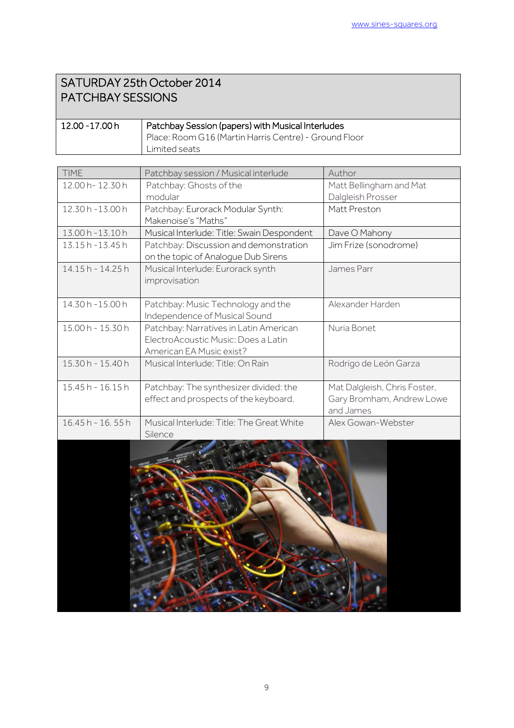## SATURDAY 25th October 2014
## PATCHBAY SESSIONS

| 12.00 -17.00 h | **Patchbay Session (papers) with Musical Interludes**<br>Place: Room G16 (Martin Harris Centre) - Ground Floor<br>Limited seats |
|---|---|

| TIME | Patchbay session / Musical interlude | Author |
|---|---|---|
| 12.00 h- 12.30 h | Patchbay: Ghosts of the modular | Matt Bellingham and Mat Dalgleish Prosser |
| 12.30 h -13.00 h | Patchbay: Eurorack Modular Synth: Makenoise's "Maths" | Matt Preston |
| 13.00 h -13.10 h | Musical Interlude: Title: Swain Despondent | Dave O Mahony |
| 13.15 h -13.45 h | Patchbay: Discussion and demonstration on the topic of Analogue Dub Sirens | Jim Frize (sonodrome) |
| 14.15 h - 14.25 h | Musical Interlude: Eurorack synth improvisation | James Parr |
| 14.30 h -15.00 h | Patchbay: Music Technology and the Independence of Musical Sound | Alexander Harden |
| 15.00 h - 15.30 h | Patchbay: Narratives in Latin American ElectroAcoustic Music: Does a Latin American EA Music exist? | Nuria Bonet |
| 15.30 h - 15.40 h | Musical Interlude: Title: On Rain | Rodrigo de León Garza |
| 15.45 h - 16.15 h | Patchbay: The synthesizer divided: the effect and prospects of the keyboard. | Mat Dalgleish, Chris Foster, Gary Bromham, Andrew Lowe and James |
| 16.45 h - 16. 55 h | Musical Interlude: Title: The Great White Silence | Alex Gowan-Webster |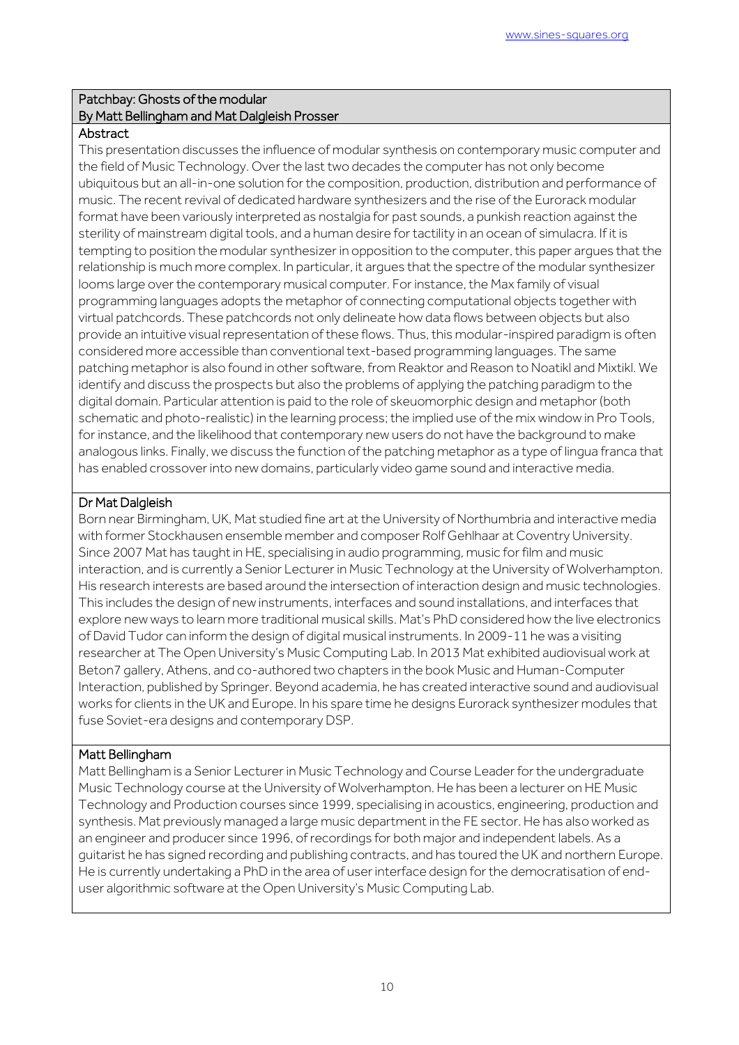## Patchbay: Ghosts of the modular

### By Matt Bellingham and Mat Dalgleish Prosser

### Abstract

This presentation discusses the influence of modular synthesis on contemporary music computer and the field of Music Technology. Over the last two decades the computer has not only become ubiquitous but an all-in-one solution for the composition, production, distribution and performance of music. The recent revival of dedicated hardware synthesizers and the rise of the Eurorack modular format have been variously interpreted as nostalgia for past sounds, a punkish reaction against the sterility of mainstream digital tools, and a human desire for tactility in an ocean of simulacra. If it is tempting to position the modular synthesizer in opposition to the computer, this paper argues that the relationship is much more complex. In particular, it argues that the spectre of the modular synthesizer looms large over the contemporary musical computer. For instance, the Max family of visual programming languages adopts the metaphor of connecting computational objects together with virtual patchcords. These patchcords not only delineate how data flows between objects but also provide an intuitive visual representation of these flows. Thus, this modular-inspired paradigm is often considered more accessible than conventional text-based programming languages. The same patching metaphor is also found in other software, from Reaktor and Reason to Noatikl and Mixtikl. We identify and discuss the prospects but also the problems of applying the patching paradigm to the digital domain. Particular attention is paid to the role of skeuomorphic design and metaphor (both schematic and photo-realistic) in the learning process; the implied use of the mix window in Pro Tools, for instance, and the likelihood that contemporary new users do not have the background to make analogous links. Finally, we discuss the function of the patching metaphor as a type of lingua franca that has enabled crossover into new domains, particularly video game sound and interactive media.

### Dr Mat Dalgleish

Born near Birmingham, UK, Mat studied fine art at the University of Northumbria and interactive media with former Stockhausen ensemble member and composer Rolf Gehlhaar at Coventry University. Since 2007 Mat has taught in HE, specialising in audio programming, music for film and music interaction, and is currently a Senior Lecturer in Music Technology at the University of Wolverhampton. His research interests are based around the intersection of interaction design and music technologies. This includes the design of new instruments, interfaces and sound installations, and interfaces that explore new ways to learn more traditional musical skills. Mat's PhD considered how the live electronics of David Tudor can inform the design of digital musical instruments. In 2009-11 he was a visiting researcher at The Open University's Music Computing Lab. In 2013 Mat exhibited audiovisual work at Beton7 gallery, Athens, and co-authored two chapters in the book Music and Human-Computer Interaction, published by Springer. Beyond academia, he has created interactive sound and audiovisual works for clients in the UK and Europe. In his spare time he designs Eurorack synthesizer modules that fuse Soviet-era designs and contemporary DSP.

### Matt Bellingham

Matt Bellingham is a Senior Lecturer in Music Technology and Course Leader for the undergraduate Music Technology course at the University of Wolverhampton. He has been a lecturer on HE Music Technology and Production courses since 1999, specialising in acoustics, engineering, production and synthesis. Mat previously managed a large music department in the FE sector. He has also worked as an engineer and producer since 1996, of recordings for both major and independent labels. As a guitarist he has signed recording and publishing contracts, and has toured the UK and northern Europe. He is currently undertaking a PhD in the area of user interface design for the democratisation of end-user algorithmic software at the Open University's Music Computing Lab.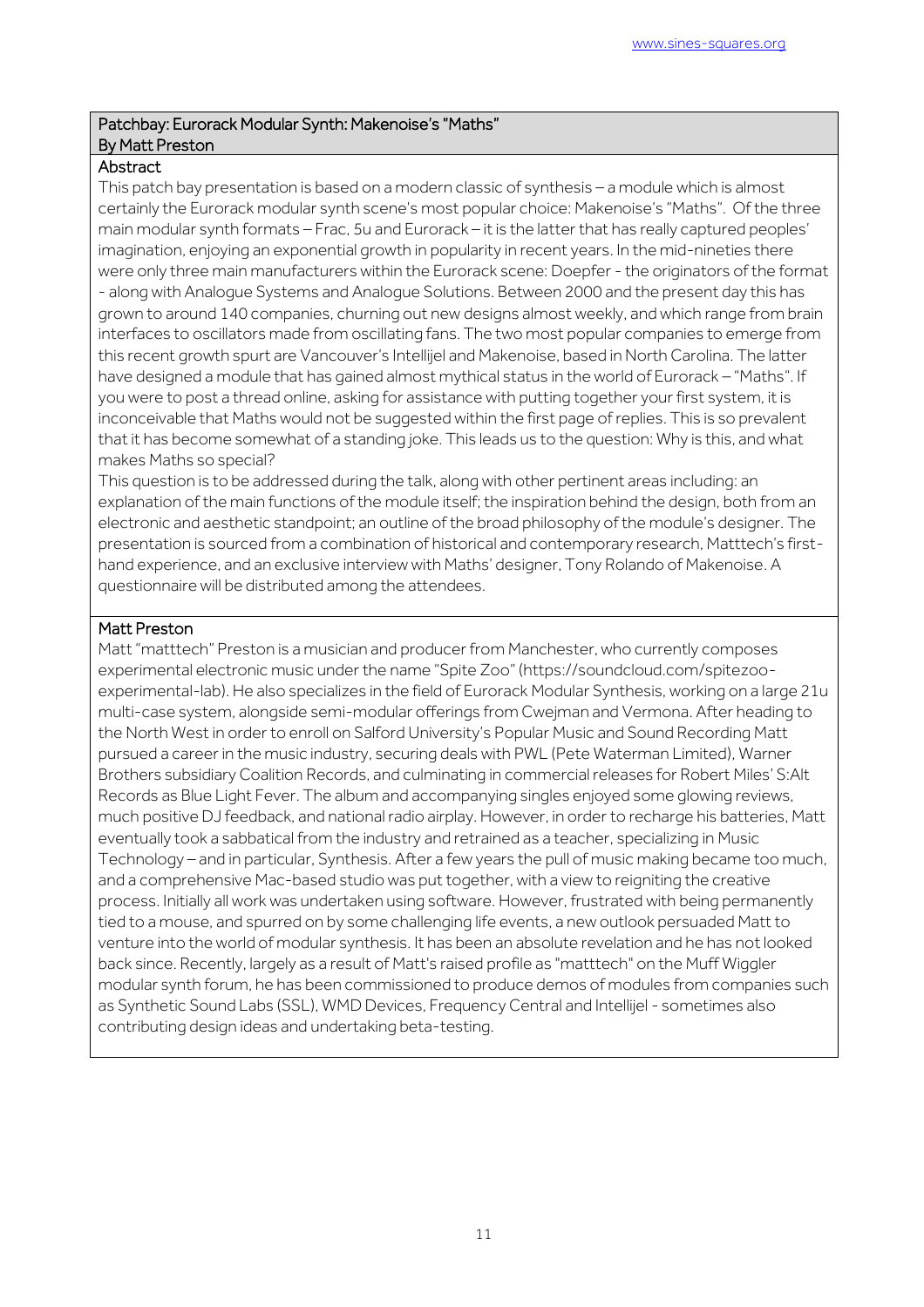## Patchbay: Eurorack Modular Synth: Makenoise's "Maths"
### By Matt Preston

### Abstract

This patch bay presentation is based on a modern classic of synthesis – a module which is almost certainly the Eurorack modular synth scene's most popular choice: Makenoise's "Maths". Of the three main modular synth formats – Frac, 5u and Eurorack – it is the latter that has really captured peoples' imagination, enjoying an exponential growth in popularity in recent years. In the mid-nineties there were only three main manufacturers within the Eurorack scene: Doepfer - the originators of the format - along with Analogue Systems and Analogue Solutions. Between 2000 and the present day this has grown to around 140 companies, churning out new designs almost weekly, and which range from brain interfaces to oscillators made from oscillating fans. The two most popular companies to emerge from this recent growth spurt are Vancouver's Intellijel and Makenoise, based in North Carolina. The latter have designed a module that has gained almost mythical status in the world of Eurorack – "Maths". If you were to post a thread online, asking for assistance with putting together your first system, it is inconceivable that Maths would not be suggested within the first page of replies. This is so prevalent that it has become somewhat of a standing joke. This leads us to the question: Why is this, and what makes Maths so special?

This question is to be addressed during the talk, along with other pertinent areas including: an explanation of the main functions of the module itself; the inspiration behind the design, both from an electronic and aesthetic standpoint; an outline of the broad philosophy of the module's designer. The presentation is sourced from a combination of historical and contemporary research, Matttech's first-hand experience, and an exclusive interview with Maths' designer, Tony Rolando of Makenoise. A questionnaire will be distributed among the attendees.

### Matt Preston

Matt "matttech" Preston is a musician and producer from Manchester, who currently composes experimental electronic music under the name "Spite Zoo" (https://soundcloud.com/spitezoo-experimental-lab). He also specializes in the field of Eurorack Modular Synthesis, working on a large 21u multi-case system, alongside semi-modular offerings from Cwejman and Vermona. After heading to the North West in order to enroll on Salford University's Popular Music and Sound Recording Matt pursued a career in the music industry, securing deals with PWL (Pete Waterman Limited), Warner Brothers subsidiary Coalition Records, and culminating in commercial releases for Robert Miles' S:Alt Records as Blue Light Fever. The album and accompanying singles enjoyed some glowing reviews, much positive DJ feedback, and national radio airplay. However, in order to recharge his batteries, Matt eventually took a sabbatical from the industry and retrained as a teacher, specializing in Music Technology – and in particular, Synthesis. After a few years the pull of music making became too much, and a comprehensive Mac-based studio was put together, with a view to reigniting the creative process. Initially all work was undertaken using software. However, frustrated with being permanently tied to a mouse, and spurred on by some challenging life events, a new outlook persuaded Matt to venture into the world of modular synthesis. It has been an absolute revelation and he has not looked back since. Recently, largely as a result of Matt's raised profile as "matttech" on the Muff Wiggler modular synth forum, he has been commissioned to produce demos of modules from companies such as Synthetic Sound Labs (SSL), WMD Devices, Frequency Central and Intellijel - sometimes also contributing design ideas and undertaking beta-testing.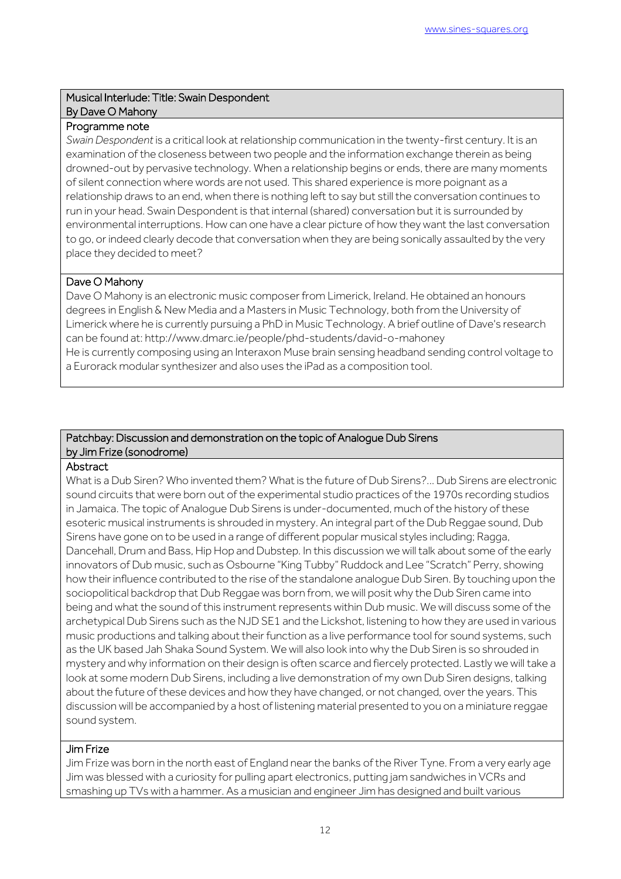## Musical Interlude: Title: Swain Despondent
## By Dave O Mahony

### Programme note

*Swain Despondent* is a critical look at relationship communication in the twenty-first century. It is an examination of the closeness between two people and the information exchange therein as being drowned-out by pervasive technology. When a relationship begins or ends, there are many moments of silent connection where words are not used. This shared experience is more poignant as a relationship draws to an end, when there is nothing left to say but still the conversation continues to run in your head. Swain Despondent is that internal (shared) conversation but it is surrounded by environmental interruptions. How can one have a clear picture of how they want the last conversation to go, or indeed clearly decode that conversation when they are being sonically assaulted by the very place they decided to meet?

### Dave O Mahony

Dave O Mahony is an electronic music composer from Limerick, Ireland. He obtained an honours degrees in English & New Media and a Masters in Music Technology, both from the University of Limerick where he is currently pursuing a PhD in Music Technology. A brief outline of Dave's research can be found at: http://www.dmarc.ie/people/phd-students/david-o-mahoney
He is currently composing using an Interaxon Muse brain sensing headband sending control voltage to a Eurorack modular synthesizer and also uses the iPad as a composition tool.

## Patchbay: Discussion and demonstration on the topic of Analogue Dub Sirens
## by Jim Frize (sonodrome)

### Abstract

What is a Dub Siren? Who invented them? What is the future of Dub Sirens?... Dub Sirens are electronic sound circuits that were born out of the experimental studio practices of the 1970s recording studios in Jamaica. The topic of Analogue Dub Sirens is under-documented, much of the history of these esoteric musical instruments is shrouded in mystery. An integral part of the Dub Reggae sound, Dub Sirens have gone on to be used in a range of different popular musical styles including; Ragga, Dancehall, Drum and Bass, Hip Hop and Dubstep. In this discussion we will talk about some of the early innovators of Dub music, such as Osbourne "King Tubby" Ruddock and Lee "Scratch" Perry, showing how their influence contributed to the rise of the standalone analogue Dub Siren. By touching upon the sociopolitical backdrop that Dub Reggae was born from, we will posit why the Dub Siren came into being and what the sound of this instrument represents within Dub music. We will discuss some of the archetypical Dub Sirens such as the NJD SE1 and the Lickshot, listening to how they are used in various music productions and talking about their function as a live performance tool for sound systems, such as the UK based Jah Shaka Sound System. We will also look into why the Dub Siren is so shrouded in mystery and why information on their design is often scarce and fiercely protected. Lastly we will take a look at some modern Dub Sirens, including a live demonstration of my own Dub Siren designs, talking about the future of these devices and how they have changed, or not changed, over the years. This discussion will be accompanied by a host of listening material presented to you on a miniature reggae sound system.

### Jim Frize

Jim Frize was born in the north east of England near the banks of the River Tyne. From a very early age Jim was blessed with a curiosity for pulling apart electronics, putting jam sandwiches in VCRs and smashing up TVs with a hammer. As a musician and engineer Jim has designed and built various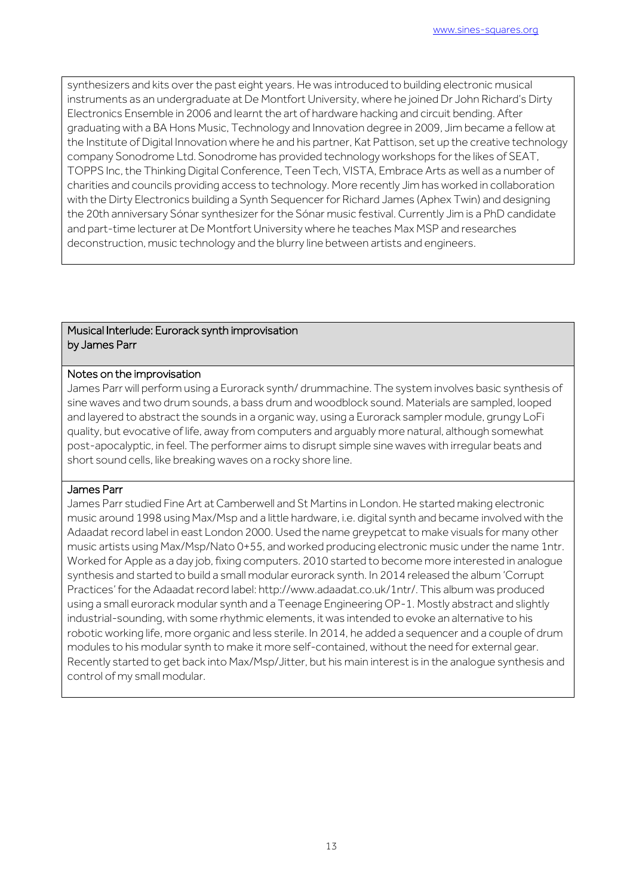synthesizers and kits over the past eight years. He was introduced to building electronic musical instruments as an undergraduate at De Montfort University, where he joined Dr John Richard's Dirty Electronics Ensemble in 2006 and learnt the art of hardware hacking and circuit bending. After graduating with a BA Hons Music, Technology and Innovation degree in 2009, Jim became a fellow at the Institute of Digital Innovation where he and his partner, Kat Pattison, set up the creative technology company Sonodrome Ltd. Sonodrome has provided technology workshops for the likes of SEAT, TOPPS Inc, the Thinking Digital Conference, Teen Tech, VISTA, Embrace Arts as well as a number of charities and councils providing access to technology. More recently Jim has worked in collaboration with the Dirty Electronics building a Synth Sequencer for Richard James (Aphex Twin) and designing the 20th anniversary Sónar synthesizer for the Sónar music festival. Currently Jim is a PhD candidate and part-time lecturer at De Montfort University where he teaches Max MSP and researches deconstruction, music technology and the blurry line between artists and engineers.

## Musical Interlude: Eurorack synth improvisation by James Parr

### Notes on the improvisation

James Parr will perform using a Eurorack synth/ drummachine. The system involves basic synthesis of sine waves and two drum sounds, a bass drum and woodblock sound. Materials are sampled, looped and layered to abstract the sounds in a organic way, using a Eurorack sampler module, grungy LoFi quality, but evocative of life, away from computers and arguably more natural, although somewhat post-apocalyptic, in feel. The performer aims to disrupt simple sine waves with irregular beats and short sound cells, like breaking waves on a rocky shore line.

### James Parr

James Parr studied Fine Art at Camberwell and St Martins in London. He started making electronic music around 1998 using Max/Msp and a little hardware, i.e. digital synth and became involved with the Adaadat record label in east London 2000. Used the name greypetcat to make visuals for many other music artists using Max/Msp/Nato 0+55, and worked producing electronic music under the name 1ntr. Worked for Apple as a day job, fixing computers. 2010 started to become more interested in analogue synthesis and started to build a small modular eurorack synth. In 2014 released the album 'Corrupt Practices' for the Adaadat record label: http://www.adaadat.co.uk/1ntr/. This album was produced using a small eurorack modular synth and a Teenage Engineering OP-1. Mostly abstract and slightly industrial-sounding, with some rhythmic elements, it was intended to evoke an alternative to his robotic working life, more organic and less sterile. In 2014, he added a sequencer and a couple of drum modules to his modular synth to make it more self-contained, without the need for external gear. Recently started to get back into Max/Msp/Jitter, but his main interest is in the analogue synthesis and control of my small modular.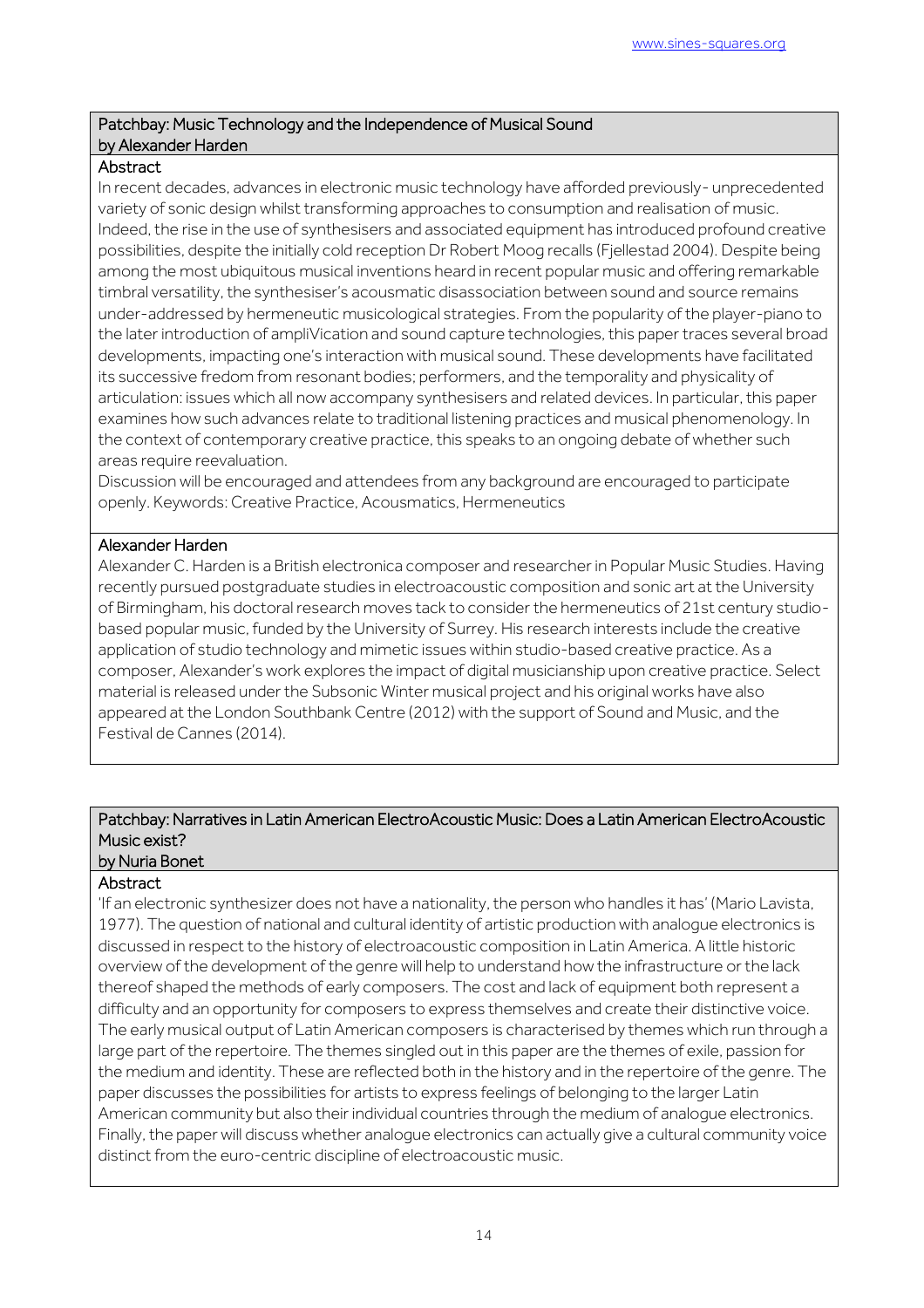## Patchbay: Music Technology and the Independence of Musical Sound
### by Alexander Harden

**Abstract**

In recent decades, advances in electronic music technology have afforded previously- unprecedented variety of sonic design whilst transforming approaches to consumption and realisation of music. Indeed, the rise in the use of synthesisers and associated equipment has introduced profound creative possibilities, despite the initially cold reception Dr Robert Moog recalls (Fjellestad 2004). Despite being among the most ubiquitous musical inventions heard in recent popular music and offering remarkable timbral versatility, the synthesiser's acousmatic disassociation between sound and source remains under-addressed by hermeneutic musicological strategies. From the popularity of the player-piano to the later introduction of ampliVication and sound capture technologies, this paper traces several broad developments, impacting one's interaction with musical sound. These developments have facilitated its successive fredom from resonant bodies; performers, and the temporality and physicality of articulation: issues which all now accompany synthesisers and related devices. In particular, this paper examines how such advances relate to traditional listening practices and musical phenomenology. In the context of contemporary creative practice, this speaks to an ongoing debate of whether such areas require reevaluation.

Discussion will be encouraged and attendees from any background are encouraged to participate openly. Keywords: Creative Practice, Acousmatics, Hermeneutics

**Alexander Harden**

Alexander C. Harden is a British electronica composer and researcher in Popular Music Studies. Having recently pursued postgraduate studies in electroacoustic composition and sonic art at the University of Birmingham, his doctoral research moves tack to consider the hermeneutics of 21st century studio-based popular music, funded by the University of Surrey. His research interests include the creative application of studio technology and mimetic issues within studio-based creative practice. As a composer, Alexander's work explores the impact of digital musicianship upon creative practice. Select material is released under the Subsonic Winter musical project and his original works have also appeared at the London Southbank Centre (2012) with the support of Sound and Music, and the Festival de Cannes (2014).

## Patchbay: Narratives in Latin American ElectroAcoustic Music: Does a Latin American ElectroAcoustic Music exist?
### by Nuria Bonet

**Abstract**

'If an electronic synthesizer does not have a nationality, the person who handles it has' (Mario Lavista, 1977). The question of national and cultural identity of artistic production with analogue electronics is discussed in respect to the history of electroacoustic composition in Latin America. A little historic overview of the development of the genre will help to understand how the infrastructure or the lack thereof shaped the methods of early composers. The cost and lack of equipment both represent a difficulty and an opportunity for composers to express themselves and create their distinctive voice. The early musical output of Latin American composers is characterised by themes which run through a large part of the repertoire. The themes singled out in this paper are the themes of exile, passion for the medium and identity. These are reflected both in the history and in the repertoire of the genre. The paper discusses the possibilities for artists to express feelings of belonging to the larger Latin American community but also their individual countries through the medium of analogue electronics. Finally, the paper will discuss whether analogue electronics can actually give a cultural community voice distinct from the euro-centric discipline of electroacoustic music.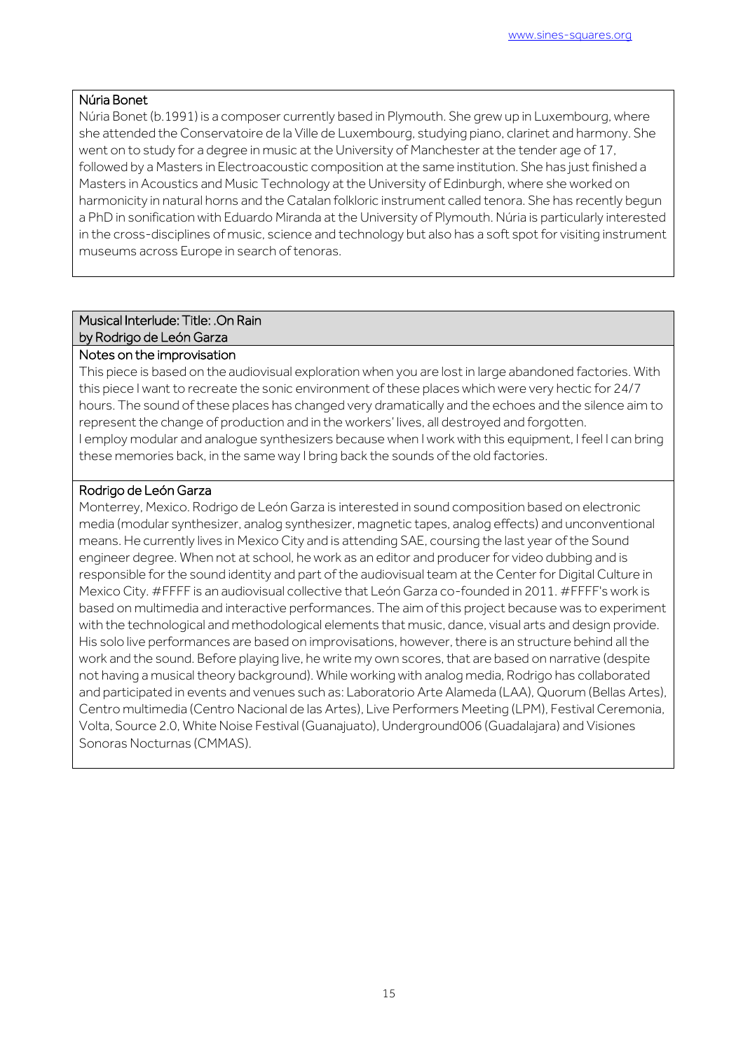### Núria Bonet

Núria Bonet (b.1991) is a composer currently based in Plymouth. She grew up in Luxembourg, where she attended the Conservatoire de la Ville de Luxembourg, studying piano, clarinet and harmony. She went on to study for a degree in music at the University of Manchester at the tender age of 17, followed by a Masters in Electroacoustic composition at the same institution. She has just finished a Masters in Acoustics and Music Technology at the University of Edinburgh, where she worked on harmonicity in natural horns and the Catalan folkloric instrument called tenora. She has recently begun a PhD in sonification with Eduardo Miranda at the University of Plymouth. Núria is particularly interested in the cross-disciplines of music, science and technology but also has a soft spot for visiting instrument museums across Europe in search of tenoras.

## Musical Interlude: Title: .On Rain by Rodrigo de León Garza

### Notes on the improvisation

This piece is based on the audiovisual exploration when you are lost in large abandoned factories. With this piece I want to recreate the sonic environment of these places which were very hectic for 24/7 hours. The sound of these places has changed very dramatically and the echoes and the silence aim to represent the change of production and in the workers' lives, all destroyed and forgotten.
I employ modular and analogue synthesizers because when I work with this equipment, I feel I can bring these memories back, in the same way I bring back the sounds of the old factories.

### Rodrigo de León Garza

Monterrey, Mexico. Rodrigo de León Garza is interested in sound composition based on electronic media (modular synthesizer, analog synthesizer, magnetic tapes, analog effects) and unconventional means. He currently lives in Mexico City and is attending SAE, coursing the last year of the Sound engineer degree. When not at school, he work as an editor and producer for video dubbing and is responsible for the sound identity and part of the audiovisual team at the Center for Digital Culture in Mexico City. #FFFF is an audiovisual collective that León Garza co-founded in 2011. #FFFF's work is based on multimedia and interactive performances. The aim of this project because was to experiment with the technological and methodological elements that music, dance, visual arts and design provide. His solo live performances are based on improvisations, however, there is an structure behind all the work and the sound. Before playing live, he write my own scores, that are based on narrative (despite not having a musical theory background). While working with analog media, Rodrigo has collaborated and participated in events and venues such as: Laboratorio Arte Alameda (LAA), Quorum (Bellas Artes), Centro multimedia (Centro Nacional de las Artes), Live Performers Meeting (LPM), Festival Ceremonia, Volta, Source 2.0, White Noise Festival (Guanajuato), Underground006 (Guadalajara) and Visiones Sonoras Nocturnas (CMMAS).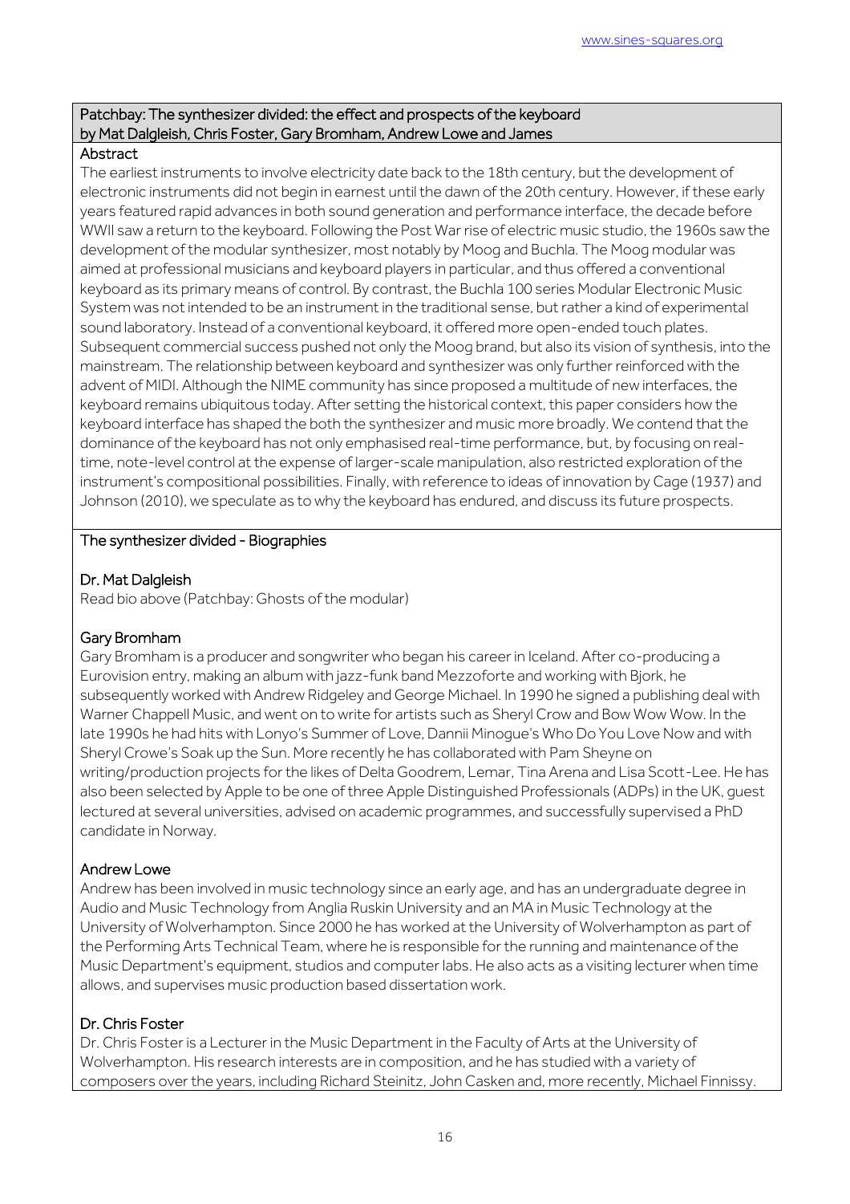## Patchbay: The synthesizer divided: the effect and prospects of the keyboard by Mat Dalgleish, Chris Foster, Gary Bromham, Andrew Lowe and James

### Abstract

The earliest instruments to involve electricity date back to the 18th century, but the development of electronic instruments did not begin in earnest until the dawn of the 20th century. However, if these early years featured rapid advances in both sound generation and performance interface, the decade before WWII saw a return to the keyboard. Following the Post War rise of electric music studio, the 1960s saw the development of the modular synthesizer, most notably by Moog and Buchla. The Moog modular was aimed at professional musicians and keyboard players in particular, and thus offered a conventional keyboard as its primary means of control. By contrast, the Buchla 100 series Modular Electronic Music System was not intended to be an instrument in the traditional sense, but rather a kind of experimental sound laboratory. Instead of a conventional keyboard, it offered more open-ended touch plates. Subsequent commercial success pushed not only the Moog brand, but also its vision of synthesis, into the mainstream. The relationship between keyboard and synthesizer was only further reinforced with the advent of MIDI. Although the NIME community has since proposed a multitude of new interfaces, the keyboard remains ubiquitous today. After setting the historical context, this paper considers how the keyboard interface has shaped the both the synthesizer and music more broadly. We contend that the dominance of the keyboard has not only emphasised real-time performance, but, by focusing on real-time, note-level control at the expense of larger-scale manipulation, also restricted exploration of the instrument's compositional possibilities. Finally, with reference to ideas of innovation by Cage (1937) and Johnson (2010), we speculate as to why the keyboard has endured, and discuss its future prospects.

## The synthesizer divided - Biographies

### Dr. Mat Dalgleish

Read bio above (Patchbay: Ghosts of the modular)

### Gary Bromham

Gary Bromham is a producer and songwriter who began his career in Iceland. After co-producing a Eurovision entry, making an album with jazz-funk band Mezzoforte and working with Bjork, he subsequently worked with Andrew Ridgeley and George Michael. In 1990 he signed a publishing deal with Warner Chappell Music, and went on to write for artists such as Sheryl Crow and Bow Wow Wow. In the late 1990s he had hits with Lonyo's Summer of Love, Dannii Minogue's Who Do You Love Now and with Sheryl Crowe's Soak up the Sun. More recently he has collaborated with Pam Sheyne on writing/production projects for the likes of Delta Goodrem, Lemar, Tina Arena and Lisa Scott-Lee. He has also been selected by Apple to be one of three Apple Distinguished Professionals (ADPs) in the UK, guest lectured at several universities, advised on academic programmes, and successfully supervised a PhD candidate in Norway.

### Andrew Lowe

Andrew has been involved in music technology since an early age, and has an undergraduate degree in Audio and Music Technology from Anglia Ruskin University and an MA in Music Technology at the University of Wolverhampton. Since 2000 he has worked at the University of Wolverhampton as part of the Performing Arts Technical Team, where he is responsible for the running and maintenance of the Music Department's equipment, studios and computer labs. He also acts as a visiting lecturer when time allows, and supervises music production based dissertation work.

### Dr. Chris Foster

Dr. Chris Foster is a Lecturer in the Music Department in the Faculty of Arts at the University of Wolverhampton. His research interests are in composition, and he has studied with a variety of composers over the years, including Richard Steinitz, John Casken and, more recently, Michael Finnissy.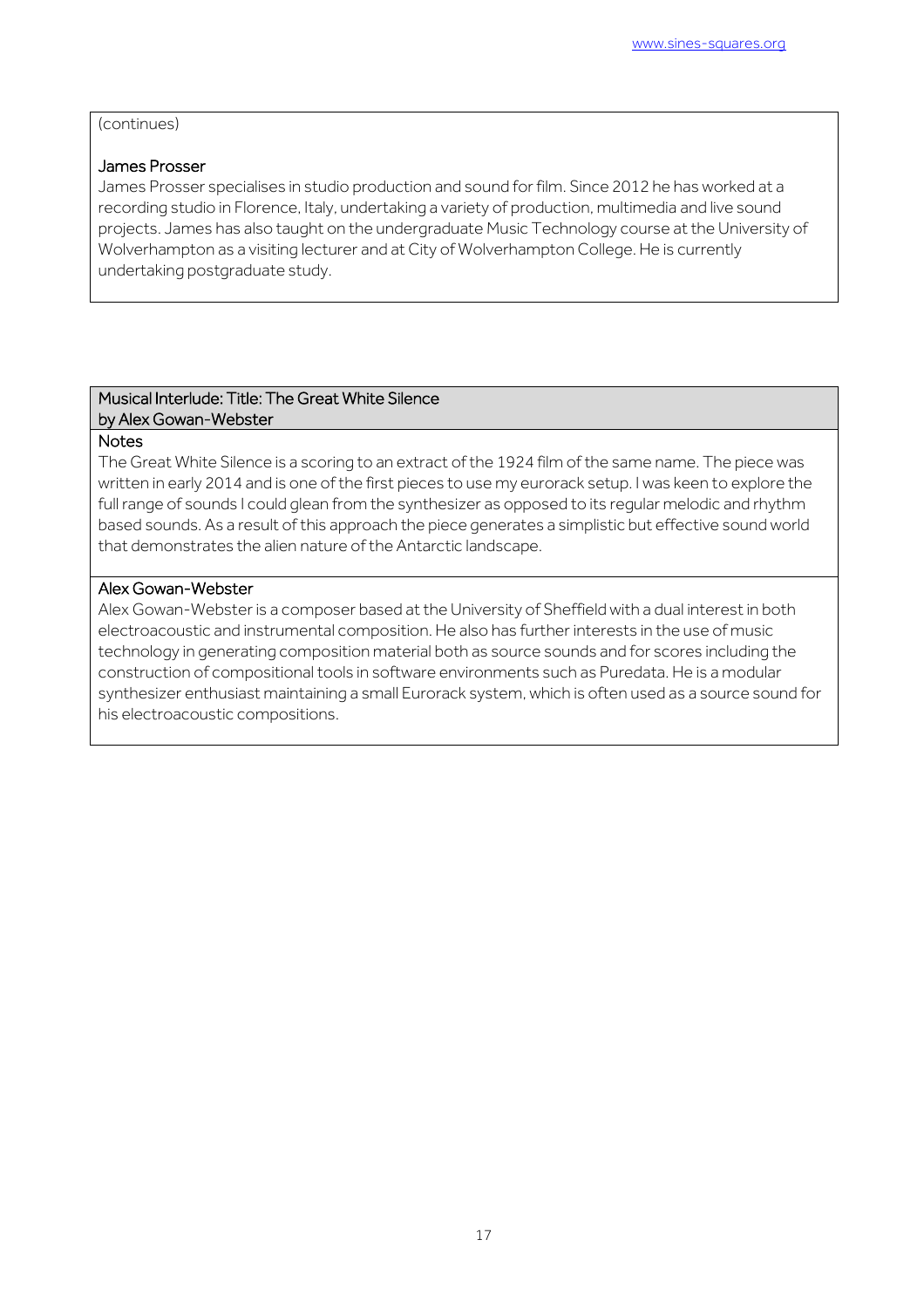(continues)

### James Prosser

James Prosser specialises in studio production and sound for film. Since 2012 he has worked at a recording studio in Florence, Italy, undertaking a variety of production, multimedia and live sound projects. James has also taught on the undergraduate Music Technology course at the University of Wolverhampton as a visiting lecturer and at City of Wolverhampton College. He is currently undertaking postgraduate study.

## Musical Interlude: Title: The Great White Silence by Alex Gowan-Webster

### Notes

The Great White Silence is a scoring to an extract of the 1924 film of the same name. The piece was written in early 2014 and is one of the first pieces to use my eurorack setup. I was keen to explore the full range of sounds I could glean from the synthesizer as opposed to its regular melodic and rhythm based sounds. As a result of this approach the piece generates a simplistic but effective sound world that demonstrates the alien nature of the Antarctic landscape.

### Alex Gowan-Webster

Alex Gowan-Webster is a composer based at the University of Sheffield with a dual interest in both electroacoustic and instrumental composition. He also has further interests in the use of music technology in generating composition material both as source sounds and for scores including the construction of compositional tools in software environments such as Puredata. He is a modular synthesizer enthusiast maintaining a small Eurorack system, which is often used as a source sound for his electroacoustic compositions.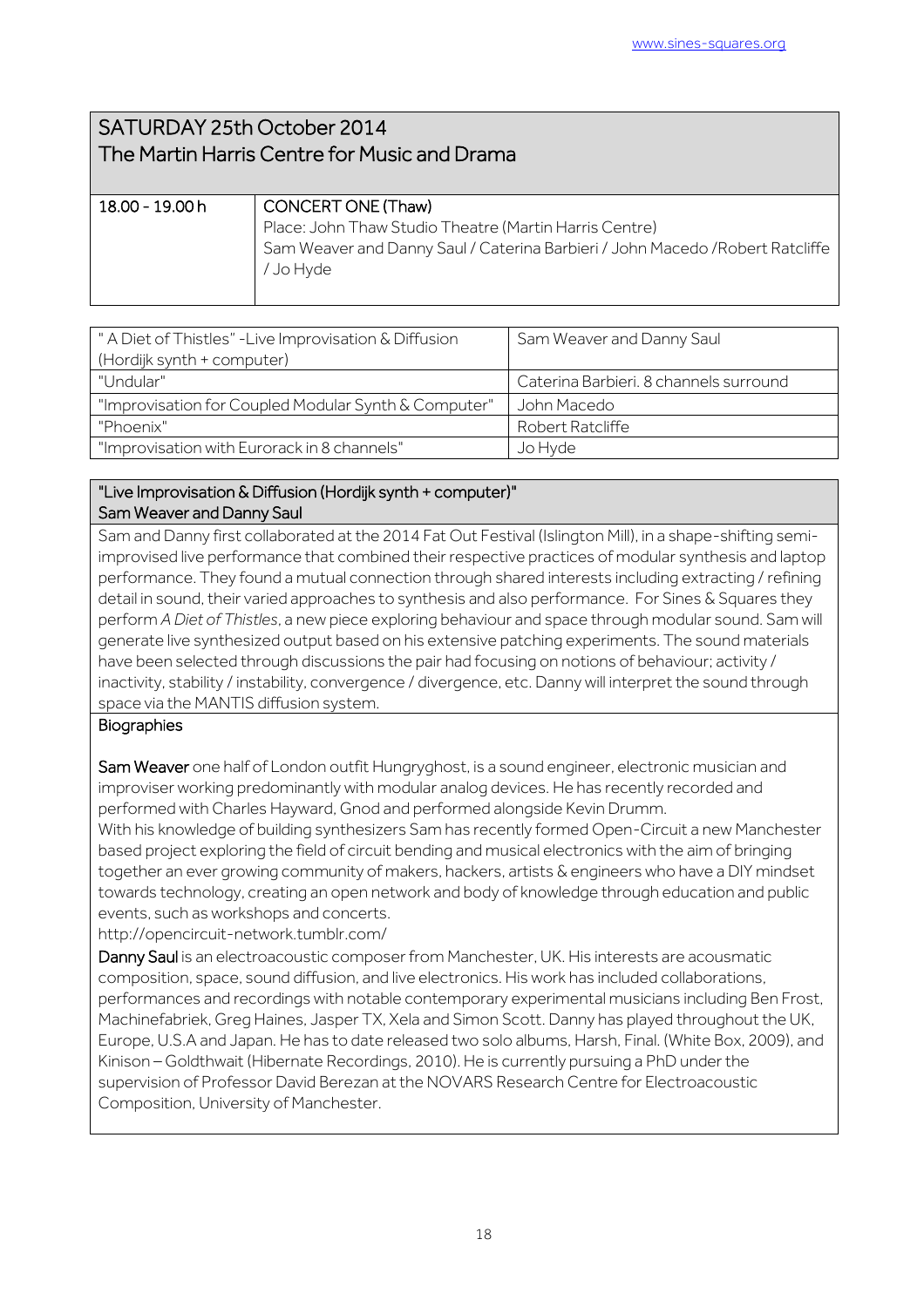## SATURDAY 25th October 2014
## The Martin Harris Centre for Music and Drama

| | |
|---|---|
| 18.00 - 19.00 h | CONCERT ONE (Thaw)<br>Place: John Thaw Studio Theatre (Martin Harris Centre)<br>Sam Weaver and Danny Saul / Caterina Barbieri / John Macedo /Robert Ratcliffe / Jo Hyde |

| | |
|---|---|
| " A Diet of Thistles" -Live Improvisation & Diffusion (Hordijk synth + computer) | Sam Weaver and Danny Saul |
| "Undular" | Caterina Barbieri. 8 channels surround |
| "Improvisation for Coupled Modular Synth & Computer" | John Macedo |
| "Phoenix" | Robert Ratcliffe |
| "Improvisation with Eurorack in 8 channels" | Jo Hyde |

### "Live Improvisation & Diffusion (Hordijk synth + computer)"
### Sam Weaver and Danny Saul

Sam and Danny first collaborated at the 2014 Fat Out Festival (Islington Mill), in a shape-shifting semi-improvised live performance that combined their respective practices of modular synthesis and laptop performance. They found a mutual connection through shared interests including extracting / refining detail in sound, their varied approaches to synthesis and also performance. For Sines & Squares they perform *A Diet of Thistles*, a new piece exploring behaviour and space through modular sound. Sam will generate live synthesized output based on his extensive patching experiments. The sound materials have been selected through discussions the pair had focusing on notions of behaviour; activity / inactivity, stability / instability, convergence / divergence, etc. Danny will interpret the sound through space via the MANTIS diffusion system.

#### Biographies

**Sam Weaver** one half of London outfit Hungryghost, is a sound engineer, electronic musician and improviser working predominantly with modular analog devices. He has recently recorded and performed with Charles Hayward, Gnod and performed alongside Kevin Drumm.
With his knowledge of building synthesizers Sam has recently formed Open-Circuit a new Manchester based project exploring the field of circuit bending and musical electronics with the aim of bringing together an ever growing community of makers, hackers, artists & engineers who have a DIY mindset towards technology, creating an open network and body of knowledge through education and public events, such as workshops and concerts.
http://opencircuit-network.tumblr.com/

**Danny Saul** is an electroacoustic composer from Manchester, UK. His interests are acousmatic composition, space, sound diffusion, and live electronics. His work has included collaborations, performances and recordings with notable contemporary experimental musicians including Ben Frost, Machinefabriek, Greg Haines, Jasper TX, Xela and Simon Scott. Danny has played throughout the UK, Europe, U.S.A and Japan. He has to date released two solo albums, Harsh, Final. (White Box, 2009), and Kinison – Goldthwait (Hibernate Recordings, 2010). He is currently pursuing a PhD under the supervision of Professor David Berezan at the NOVARS Research Centre for Electroacoustic Composition, University of Manchester.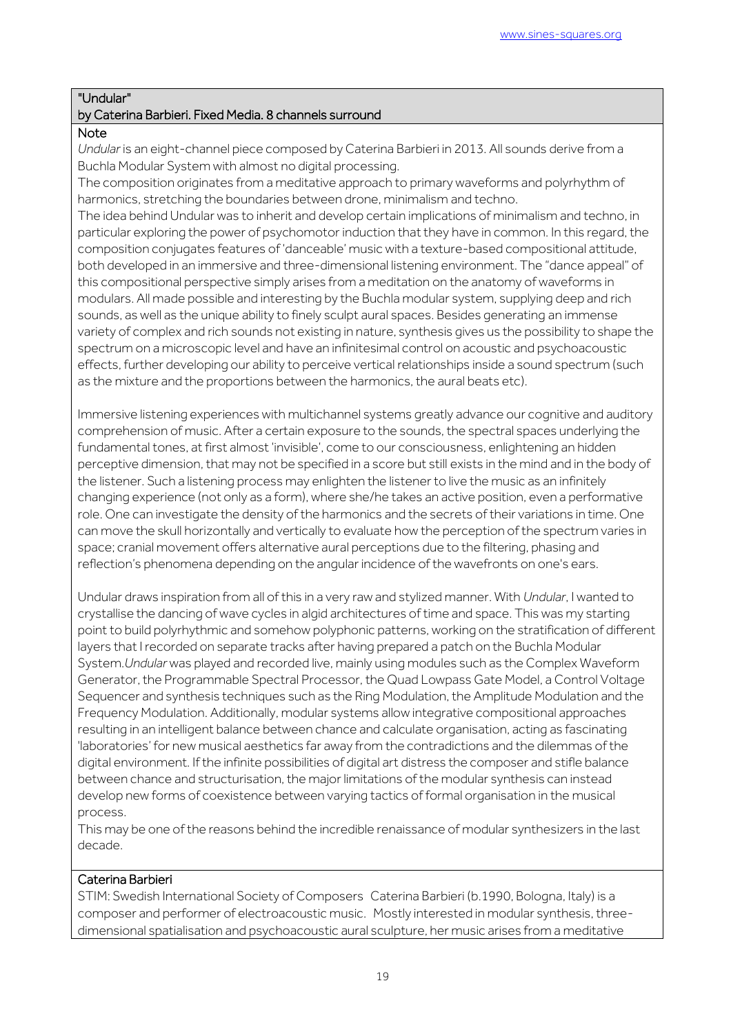## "Undular"

### by Caterina Barbieri. Fixed Media. 8 channels surround

**Note**

*Undular* is an eight-channel piece composed by Caterina Barbieri in 2013. All sounds derive from a Buchla Modular System with almost no digital processing.

The composition originates from a meditative approach to primary waveforms and polyrhythm of harmonics, stretching the boundaries between drone, minimalism and techno.

The idea behind Undular was to inherit and develop certain implications of minimalism and techno, in particular exploring the power of psychomotor induction that they have in common. In this regard, the composition conjugates features of 'danceable' music with a texture-based compositional attitude, both developed in an immersive and three-dimensional listening environment. The "dance appeal" of this compositional perspective simply arises from a meditation on the anatomy of waveforms in modulars. All made possible and interesting by the Buchla modular system, supplying deep and rich sounds, as well as the unique ability to finely sculpt aural spaces. Besides generating an immense variety of complex and rich sounds not existing in nature, synthesis gives us the possibility to shape the spectrum on a microscopic level and have an infinitesimal control on acoustic and psychoacoustic effects, further developing our ability to perceive vertical relationships inside a sound spectrum (such as the mixture and the proportions between the harmonics, the aural beats etc).

Immersive listening experiences with multichannel systems greatly advance our cognitive and auditory comprehension of music. After a certain exposure to the sounds, the spectral spaces underlying the fundamental tones, at first almost 'invisible', come to our consciousness, enlightening an hidden perceptive dimension, that may not be specified in a score but still exists in the mind and in the body of the listener. Such a listening process may enlighten the listener to live the music as an infinitely changing experience (not only as a form), where she/he takes an active position, even a performative role. One can investigate the density of the harmonics and the secrets of their variations in time. One can move the skull horizontally and vertically to evaluate how the perception of the spectrum varies in space; cranial movement offers alternative aural perceptions due to the filtering, phasing and reflection's phenomena depending on the angular incidence of the wavefronts on one's ears.

Undular draws inspiration from all of this in a very raw and stylized manner. With *Undular*, I wanted to crystallise the dancing of wave cycles in algid architectures of time and space. This was my starting point to build polyrhythmic and somehow polyphonic patterns, working on the stratification of different layers that I recorded on separate tracks after having prepared a patch on the Buchla Modular System.*Undular* was played and recorded live, mainly using modules such as the Complex Waveform Generator, the Programmable Spectral Processor, the Quad Lowpass Gate Model, a Control Voltage Sequencer and synthesis techniques such as the Ring Modulation, the Amplitude Modulation and the Frequency Modulation. Additionally, modular systems allow integrative compositional approaches resulting in an intelligent balance between chance and calculate organisation, acting as fascinating 'laboratories' for new musical aesthetics far away from the contradictions and the dilemmas of the digital environment. If the infinite possibilities of digital art distress the composer and stifle balance between chance and structurisation, the major limitations of the modular synthesis can instead develop new forms of coexistence between varying tactics of formal organisation in the musical process.

This may be one of the reasons behind the incredible renaissance of modular synthesizers in the last decade.

**Caterina Barbieri**

STIM: Swedish International Society of Composers Caterina Barbieri (b.1990, Bologna, Italy) is a composer and performer of electroacoustic music. Mostly interested in modular synthesis, three-dimensional spatialisation and psychoacoustic aural sculpture, her music arises from a meditative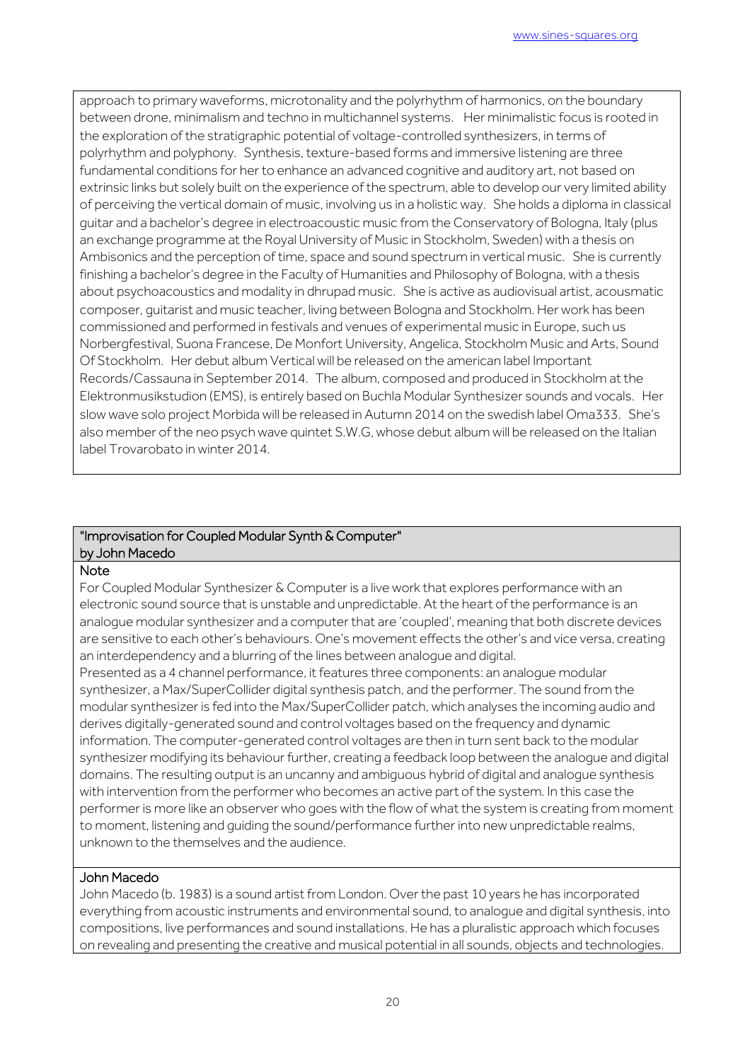approach to primary waveforms, microtonality and the polyrhythm of harmonics, on the boundary between drone, minimalism and techno in multichannel systems. Her minimalistic focus is rooted in the exploration of the stratigraphic potential of voltage-controlled synthesizers, in terms of polyrhythm and polyphony. Synthesis, texture-based forms and immersive listening are three fundamental conditions for her to enhance an advanced cognitive and auditory art, not based on extrinsic links but solely built on the experience of the spectrum, able to develop our very limited ability of perceiving the vertical domain of music, involving us in a holistic way. She holds a diploma in classical guitar and a bachelor's degree in electroacoustic music from the Conservatory of Bologna, Italy (plus an exchange programme at the Royal University of Music in Stockholm, Sweden) with a thesis on Ambisonics and the perception of time, space and sound spectrum in vertical music. She is currently finishing a bachelor's degree in the Faculty of Humanities and Philosophy of Bologna, with a thesis about psychoacoustics and modality in dhrupad music. She is active as audiovisual artist, acousmatic composer, guitarist and music teacher, living between Bologna and Stockholm. Her work has been commissioned and performed in festivals and venues of experimental music in Europe, such us Norbergfestival, Suona Francese, De Monfort University, Angelica, Stockholm Music and Arts, Sound Of Stockholm. Her debut album Vertical will be released on the american label Important Records/Cassauna in September 2014. The album, composed and produced in Stockholm at the Elektronmusikstudion (EMS), is entirely based on Buchla Modular Synthesizer sounds and vocals. Her slow wave solo project Morbida will be released in Autumn 2014 on the swedish label Oma333. She's also member of the neo psych wave quintet S.W.G, whose debut album will be released on the Italian label Trovarobato in winter 2014.

## "Improvisation for Coupled Modular Synth & Computer" by John Macedo

### Note

For Coupled Modular Synthesizer & Computer is a live work that explores performance with an electronic sound source that is unstable and unpredictable. At the heart of the performance is an analogue modular synthesizer and a computer that are 'coupled', meaning that both discrete devices are sensitive to each other's behaviours. One's movement effects the other's and vice versa, creating an interdependency and a blurring of the lines between analogue and digital.

Presented as a 4 channel performance, it features three components: an analogue modular synthesizer, a Max/SuperCollider digital synthesis patch, and the performer. The sound from the modular synthesizer is fed into the Max/SuperCollider patch, which analyses the incoming audio and derives digitally-generated sound and control voltages based on the frequency and dynamic information. The computer-generated control voltages are then in turn sent back to the modular synthesizer modifying its behaviour further, creating a feedback loop between the analogue and digital domains. The resulting output is an uncanny and ambiguous hybrid of digital and analogue synthesis with intervention from the performer who becomes an active part of the system. In this case the performer is more like an observer who goes with the flow of what the system is creating from moment to moment, listening and guiding the sound/performance further into new unpredictable realms, unknown to the themselves and the audience.

### John Macedo

John Macedo (b. 1983) is a sound artist from London. Over the past 10 years he has incorporated everything from acoustic instruments and environmental sound, to analogue and digital synthesis, into compositions, live performances and sound installations. He has a pluralistic approach which focuses on revealing and presenting the creative and musical potential in all sounds, objects and technologies.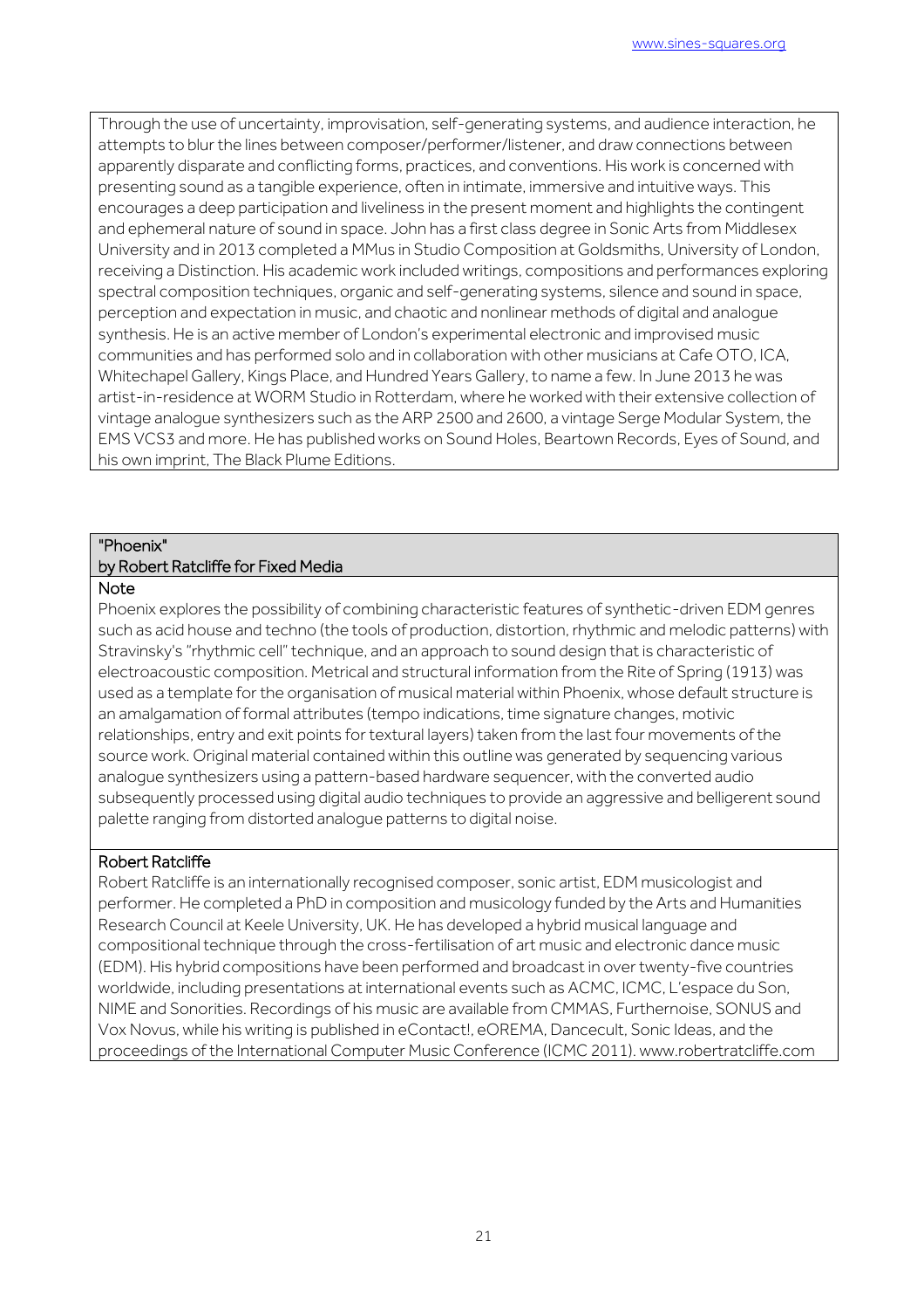Through the use of uncertainty, improvisation, self-generating systems, and audience interaction, he attempts to blur the lines between composer/performer/listener, and draw connections between apparently disparate and conflicting forms, practices, and conventions. His work is concerned with presenting sound as a tangible experience, often in intimate, immersive and intuitive ways. This encourages a deep participation and liveliness in the present moment and highlights the contingent and ephemeral nature of sound in space. John has a first class degree in Sonic Arts from Middlesex University and in 2013 completed a MMus in Studio Composition at Goldsmiths, University of London, receiving a Distinction. His academic work included writings, compositions and performances exploring spectral composition techniques, organic and self-generating systems, silence and sound in space, perception and expectation in music, and chaotic and nonlinear methods of digital and analogue synthesis. He is an active member of London's experimental electronic and improvised music communities and has performed solo and in collaboration with other musicians at Cafe OTO, ICA, Whitechapel Gallery, Kings Place, and Hundred Years Gallery, to name a few. In June 2013 he was artist-in-residence at WORM Studio in Rotterdam, where he worked with their extensive collection of vintage analogue synthesizers such as the ARP 2500 and 2600, a vintage Serge Modular System, the EMS VCS3 and more. He has published works on Sound Holes, Beartown Records, Eyes of Sound, and his own imprint, The Black Plume Editions.

## "Phoenix"
## by Robert Ratcliffe for Fixed Media

### Note

Phoenix explores the possibility of combining characteristic features of synthetic-driven EDM genres such as acid house and techno (the tools of production, distortion, rhythmic and melodic patterns) with Stravinsky's "rhythmic cell" technique, and an approach to sound design that is characteristic of electroacoustic composition. Metrical and structural information from the Rite of Spring (1913) was used as a template for the organisation of musical material within Phoenix, whose default structure is an amalgamation of formal attributes (tempo indications, time signature changes, motivic relationships, entry and exit points for textural layers) taken from the last four movements of the source work. Original material contained within this outline was generated by sequencing various analogue synthesizers using a pattern-based hardware sequencer, with the converted audio subsequently processed using digital audio techniques to provide an aggressive and belligerent sound palette ranging from distorted analogue patterns to digital noise.

### Robert Ratcliffe

Robert Ratcliffe is an internationally recognised composer, sonic artist, EDM musicologist and performer. He completed a PhD in composition and musicology funded by the Arts and Humanities Research Council at Keele University, UK. He has developed a hybrid musical language and compositional technique through the cross-fertilisation of art music and electronic dance music (EDM). His hybrid compositions have been performed and broadcast in over twenty-five countries worldwide, including presentations at international events such as ACMC, ICMC, L'espace du Son, NIME and Sonorities. Recordings of his music are available from CMMAS, Furthernoise, SONUS and Vox Novus, while his writing is published in eContact!, eOREMA, Dancecult, Sonic Ideas, and the proceedings of the International Computer Music Conference (ICMC 2011). www.robertratcliffe.com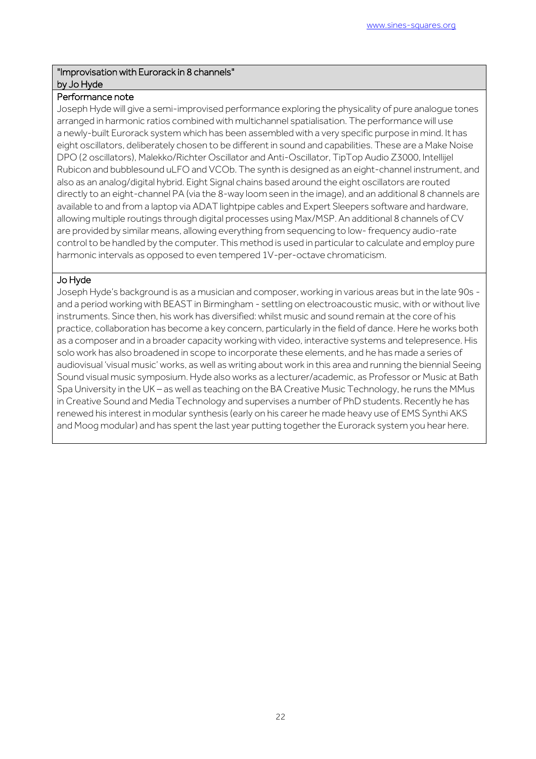## "Improvisation with Eurorack in 8 channels"
## by Jo Hyde

### Performance note

Joseph Hyde will give a semi-improvised performance exploring the physicality of pure analogue tones arranged in harmonic ratios combined with multichannel spatialisation. The performance will use a newly-built Eurorack system which has been assembled with a very specific purpose in mind. It has eight oscillators, deliberately chosen to be different in sound and capabilities. These are a Make Noise DPO (2 oscillators), Malekko/Richter Oscillator and Anti-Oscillator, TipTop Audio Z3000, Intellijel Rubicon and bubblesound uLFO and VCOb. The synth is designed as an eight-channel instrument, and also as an analog/digital hybrid. Eight Signal chains based around the eight oscillators are routed directly to an eight-channel PA (via the 8-way loom seen in the image), and an additional 8 channels are available to and from a laptop via ADAT lightpipe cables and Expert Sleepers software and hardware, allowing multiple routings through digital processes using Max/MSP. An additional 8 channels of CV are provided by similar means, allowing everything from sequencing to low- frequency audio-rate control to be handled by the computer. This method is used in particular to calculate and employ pure harmonic intervals as opposed to even tempered 1V-per-octave chromaticism.

### Jo Hyde

Joseph Hyde's background is as a musician and composer, working in various areas but in the late 90s - and a period working with BEAST in Birmingham - settling on electroacoustic music, with or without live instruments. Since then, his work has diversified: whilst music and sound remain at the core of his practice, collaboration has become a key concern, particularly in the field of dance. Here he works both as a composer and in a broader capacity working with video, interactive systems and telepresence. His solo work has also broadened in scope to incorporate these elements, and he has made a series of audiovisual 'visual music' works, as well as writing about work in this area and running the biennial Seeing Sound visual music symposium. Hyde also works as a lecturer/academic, as Professor or Music at Bath Spa University in the UK – as well as teaching on the BA Creative Music Technology, he runs the MMus in Creative Sound and Media Technology and supervises a number of PhD students. Recently he has renewed his interest in modular synthesis (early on his career he made heavy use of EMS Synthi AKS and Moog modular) and has spent the last year putting together the Eurorack system you hear here.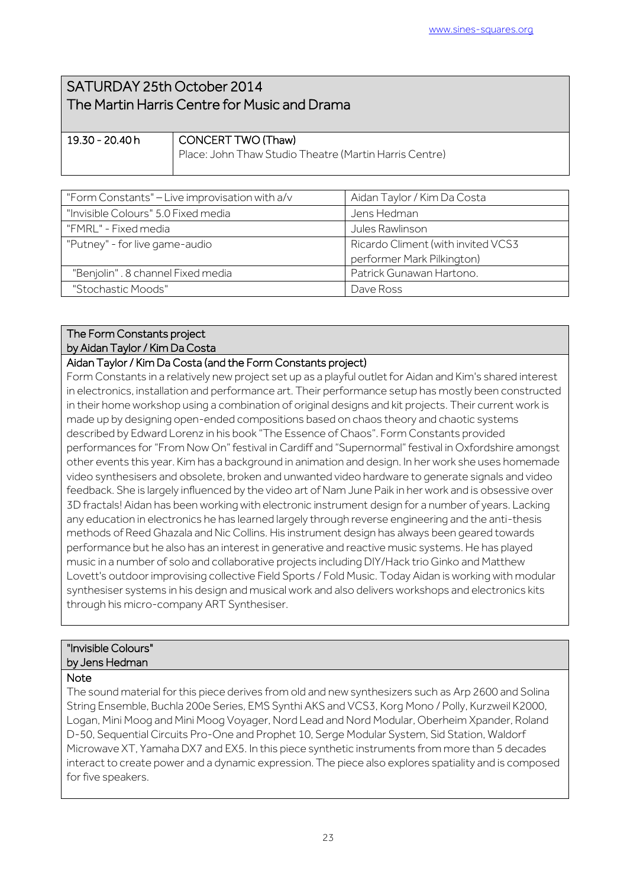## SATURDAY 25th October 2014
## The Martin Harris Centre for Music and Drama

| 19.30 - 20.40 h | CONCERT TWO (Thaw) |
|---|---|
| | Place: John Thaw Studio Theatre (Martin Harris Centre) |

| Piece | Composer |
|---|---|
| "Form Constants" – Live improvisation with a/v | Aidan Taylor / Kim Da Costa |
| "Invisible Colours" 5.0 Fixed media | Jens Hedman |
| "FMRL" - Fixed media | Jules Rawlinson |
| "Putney" - for live game-audio | Ricardo Climent (with invited VCS3 performer Mark Pilkington) |
| "Benjolin" . 8 channel Fixed media | Patrick Gunawan Hartono. |
| "Stochastic Moods" | Dave Ross |

### The Form Constants project
### by Aidan Taylor / Kim Da Costa

**Aidan Taylor / Kim Da Costa (and the Form Constants project)**

Form Constants in a relatively new project set up as a playful outlet for Aidan and Kim's shared interest in electronics, installation and performance art. Their performance setup has mostly been constructed in their home workshop using a combination of original designs and kit projects. Their current work is made up by designing open-ended compositions based on chaos theory and chaotic systems described by Edward Lorenz in his book "The Essence of Chaos". Form Constants provided performances for "From Now On" festival in Cardiff and "Supernormal" festival in Oxfordshire amongst other events this year. Kim has a background in animation and design. In her work she uses homemade video synthesisers and obsolete, broken and unwanted video hardware to generate signals and video feedback. She is largely influenced by the video art of Nam June Paik in her work and is obsessive over 3D fractals! Aidan has been working with electronic instrument design for a number of years. Lacking any education in electronics he has learned largely through reverse engineering and the anti-thesis methods of Reed Ghazala and Nic Collins. His instrument design has always been geared towards performance but he also has an interest in generative and reactive music systems. He has played music in a number of solo and collaborative projects including DIY/Hack trio Ginko and Matthew Lovett's outdoor improvising collective Field Sports / Fold Music. Today Aidan is working with modular synthesiser systems in his design and musical work and also delivers workshops and electronics kits through his micro-company ART Synthesiser.

### "Invisible Colours"
### by Jens Hedman

**Note**

The sound material for this piece derives from old and new synthesizers such as Arp 2600 and Solina String Ensemble, Buchla 200e Series, EMS Synthi AKS and VCS3, Korg Mono / Polly, Kurzweil K2000, Logan, Mini Moog and Mini Moog Voyager, Nord Lead and Nord Modular, Oberheim Xpander, Roland D-50, Sequential Circuits Pro-One and Prophet 10, Serge Modular System, Sid Station, Waldorf Microwave XT, Yamaha DX7 and EX5. In this piece synthetic instruments from more than 5 decades interact to create power and a dynamic expression. The piece also explores spatiality and is composed for five speakers.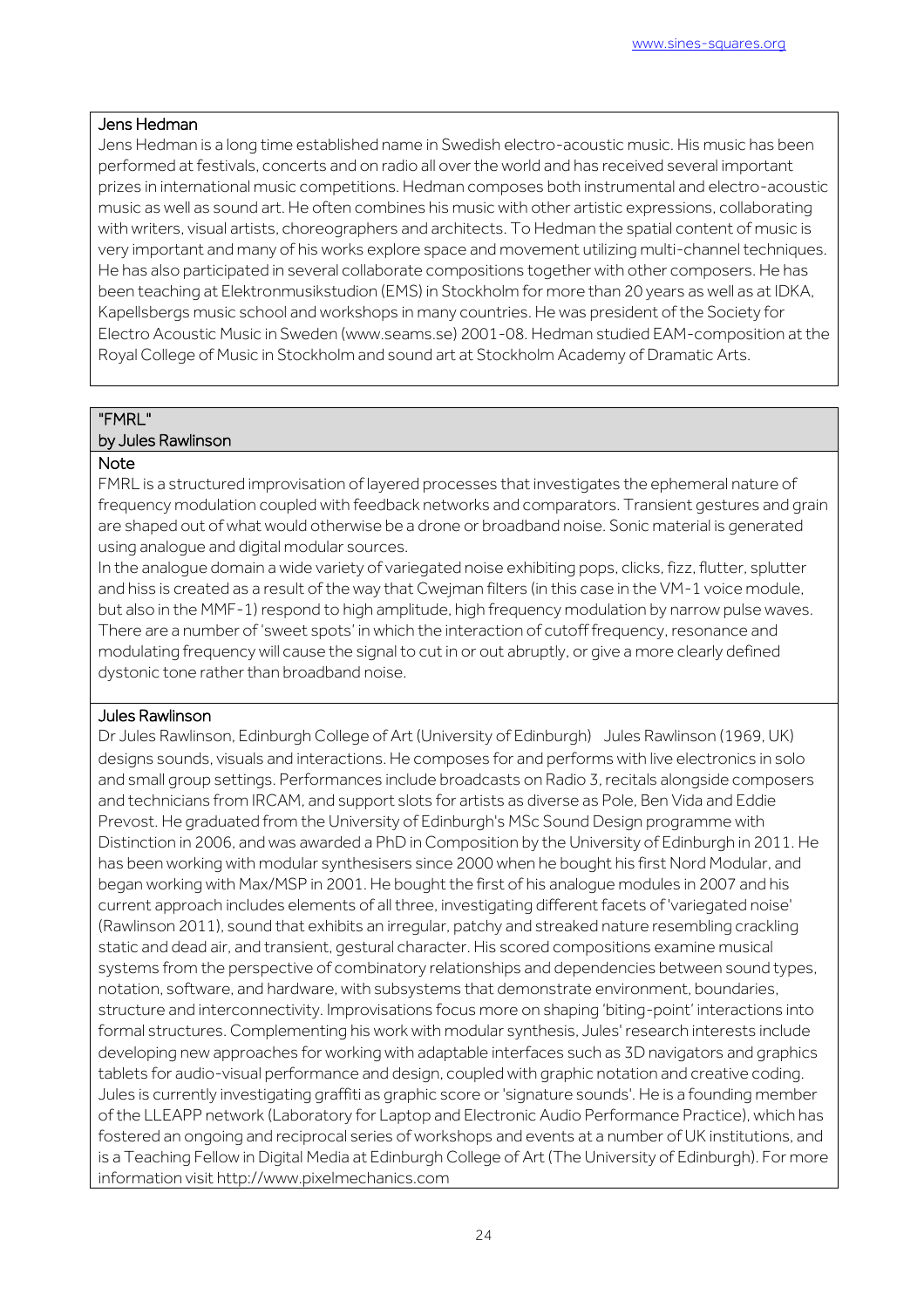### Jens Hedman

Jens Hedman is a long time established name in Swedish electro-acoustic music. His music has been performed at festivals, concerts and on radio all over the world and has received several important prizes in international music competitions. Hedman composes both instrumental and electro-acoustic music as well as sound art. He often combines his music with other artistic expressions, collaborating with writers, visual artists, choreographers and architects. To Hedman the spatial content of music is very important and many of his works explore space and movement utilizing multi-channel techniques. He has also participated in several collaborate compositions together with other composers. He has been teaching at Elektronmusikstudion (EMS) in Stockholm for more than 20 years as well as at IDKA, Kapellsbergs music school and workshops in many countries. He was president of the Society for Electro Acoustic Music in Sweden (www.seams.se) 2001-08. Hedman studied EAM-composition at the Royal College of Music in Stockholm and sound art at Stockholm Academy of Dramatic Arts.

## "FMRL"
### by Jules Rawlinson

### Note

FMRL is a structured improvisation of layered processes that investigates the ephemeral nature of frequency modulation coupled with feedback networks and comparators. Transient gestures and grain are shaped out of what would otherwise be a drone or broadband noise. Sonic material is generated using analogue and digital modular sources.

In the analogue domain a wide variety of variegated noise exhibiting pops, clicks, fizz, flutter, splutter and hiss is created as a result of the way that Cwejman filters (in this case in the VM-1 voice module, but also in the MMF-1) respond to high amplitude, high frequency modulation by narrow pulse waves. There are a number of 'sweet spots' in which the interaction of cutoff frequency, resonance and modulating frequency will cause the signal to cut in or out abruptly, or give a more clearly defined dystonic tone rather than broadband noise.

### Jules Rawlinson

Dr Jules Rawlinson, Edinburgh College of Art (University of Edinburgh) Jules Rawlinson (1969, UK) designs sounds, visuals and interactions. He composes for and performs with live electronics in solo and small group settings. Performances include broadcasts on Radio 3, recitals alongside composers and technicians from IRCAM, and support slots for artists as diverse as Pole, Ben Vida and Eddie Prevost. He graduated from the University of Edinburgh's MSc Sound Design programme with Distinction in 2006, and was awarded a PhD in Composition by the University of Edinburgh in 2011. He has been working with modular synthesisers since 2000 when he bought his first Nord Modular, and began working with Max/MSP in 2001. He bought the first of his analogue modules in 2007 and his current approach includes elements of all three, investigating different facets of 'variegated noise' (Rawlinson 2011), sound that exhibits an irregular, patchy and streaked nature resembling crackling static and dead air, and transient, gestural character. His scored compositions examine musical systems from the perspective of combinatory relationships and dependencies between sound types, notation, software, and hardware, with subsystems that demonstrate environment, boundaries, structure and interconnectivity. Improvisations focus more on shaping 'biting-point' interactions into formal structures. Complementing his work with modular synthesis, Jules' research interests include developing new approaches for working with adaptable interfaces such as 3D navigators and graphics tablets for audio-visual performance and design, coupled with graphic notation and creative coding. Jules is currently investigating graffiti as graphic score or 'signature sounds'. He is a founding member of the LLEAPP network (Laboratory for Laptop and Electronic Audio Performance Practice), which has fostered an ongoing and reciprocal series of workshops and events at a number of UK institutions, and is a Teaching Fellow in Digital Media at Edinburgh College of Art (The University of Edinburgh). For more information visit http://www.pixelmechanics.com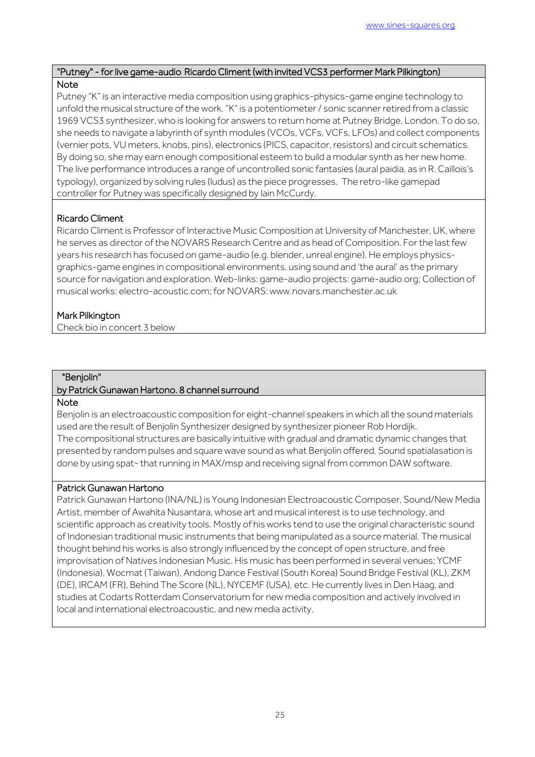## "Putney" - for live game-audio Ricardo Climent (with invited VCS3 performer Mark Pilkington)

### Note

Putney "K" is an interactive media composition using graphics-physics-game engine technology to unfold the musical structure of the work. "K" is a potentiometer / sonic scanner retired from a classic 1969 VCS3 synthesizer, who is looking for answers to return home at Putney Bridge, London. To do so, she needs to navigate a labyrinth of synth modules (VCOs, VCFs, VCFs, LFOs) and collect components (vernier pots, VU meters, knobs, pins), electronics (PICS, capacitor, resistors) and circuit schematics. By doing so, she may earn enough compositional esteem to build a modular synth as her new home. The live performance introduces a range of uncontrolled sonic fantasies (aural paidia, as in R. Caillois's typology), organized by solving rules (ludus) as the piece progresses. The retro-like gamepad controller for Putney was specifically designed by Iain McCurdy.

### Ricardo Climent

Ricardo Climent is Professor of Interactive Music Composition at University of Manchester, UK, where he serves as director of the NOVARS Research Centre and as head of Composition. For the last few years his research has focused on game-audio (e.g. blender, unreal engine). He employs physics-graphics-game engines in compositional environments, using sound and 'the aural' as the primary source for navigation and exploration. Web-links: game-audio projects: game-audio.org; Collection of musical works: electro-acoustic.com; for NOVARS: www.novars.manchester.ac.uk

### Mark Pilkington

Check bio in concert 3 below

## "Benjolin"

## by Patrick Gunawan Hartono. 8 channel surround

### Note

Benjolin is an electroacoustic composition for eight-channel speakers in which all the sound materials used are the result of Benjolin Synthesizer designed by synthesizer pioneer Rob Hordijk.
The compositional structures are basically intuitive with gradual and dramatic dynamic changes that presented by random pulses and square wave sound as what Benjolin offered. Sound spatialasation is done by using spat~ that running in MAX/msp and receiving signal from common DAW software.

### Patrick Gunawan Hartono

Patrick Gunawan Hartono (INA/NL) is Young Indonesian Electroacoustic Composer, Sound/New Media Artist, member of Awahita Nusantara, whose art and musical interest is to use technology, and scientific approach as creativity tools. Mostly of his works tend to use the original characteristic sound of Indonesian traditional music instruments that being manipulated as a source material. The musical thought behind his works is also strongly influenced by the concept of open structure, and free improvisation of Natives Indonesian Music. His music has been performed in several venues; YCMF (Indonesia), Wocmat (Taiwan), Andong Dance Festival (South Korea) Sound Bridge Festival (KL), ZKM (DE), IRCAM (FR), Behind The Score (NL), NYCEMF (USA), etc. He currently lives in Den Haag, and studies at Codarts Rotterdam Conservatorium for new media composition and actively involved in local and international electroacoustic, and new media activity.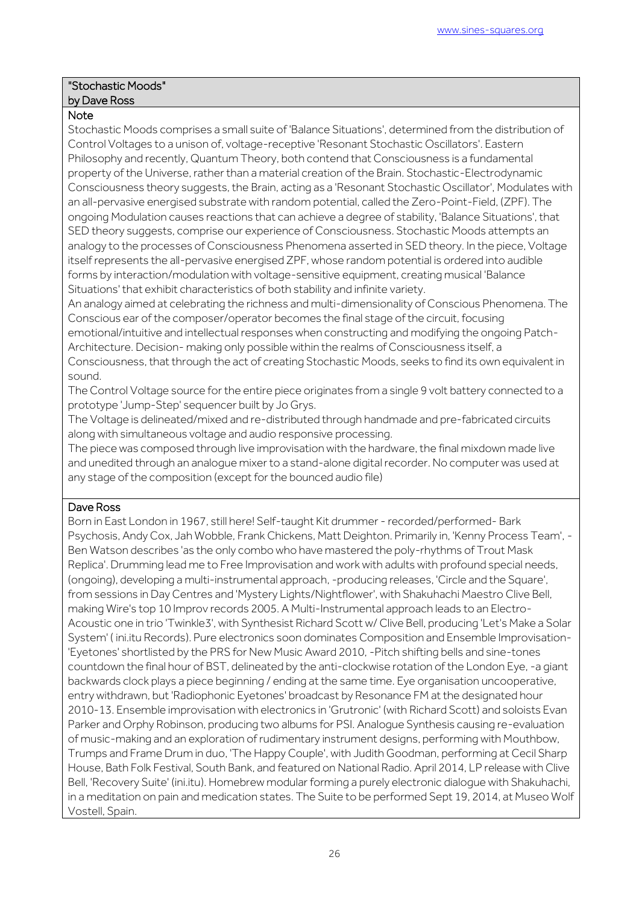## "Stochastic Moods"
## by Dave Ross

### Note

Stochastic Moods comprises a small suite of 'Balance Situations', determined from the distribution of Control Voltages to a unison of, voltage-receptive 'Resonant Stochastic Oscillators'. Eastern Philosophy and recently, Quantum Theory, both contend that Consciousness is a fundamental property of the Universe, rather than a material creation of the Brain. Stochastic-Electrodynamic Consciousness theory suggests, the Brain, acting as a 'Resonant Stochastic Oscillator', Modulates with an all-pervasive energised substrate with random potential, called the Zero-Point-Field, (ZPF). The ongoing Modulation causes reactions that can achieve a degree of stability, 'Balance Situations', that SED theory suggests, comprise our experience of Consciousness. Stochastic Moods attempts an analogy to the processes of Consciousness Phenomena asserted in SED theory. In the piece, Voltage itself represents the all-pervasive energised ZPF, whose random potential is ordered into audible forms by interaction/modulation with voltage-sensitive equipment, creating musical 'Balance Situations' that exhibit characteristics of both stability and infinite variety.

An analogy aimed at celebrating the richness and multi-dimensionality of Conscious Phenomena. The Conscious ear of the composer/operator becomes the final stage of the circuit, focusing emotional/intuitive and intellectual responses when constructing and modifying the ongoing Patch-Architecture. Decision- making only possible within the realms of Consciousness itself, a Consciousness, that through the act of creating Stochastic Moods, seeks to find its own equivalent in sound.

The Control Voltage source for the entire piece originates from a single 9 volt battery connected to a prototype 'Jump-Step' sequencer built by Jo Grys.

The Voltage is delineated/mixed and re-distributed through handmade and pre-fabricated circuits along with simultaneous voltage and audio responsive processing.

The piece was composed through live improvisation with the hardware, the final mixdown made live and unedited through an analogue mixer to a stand-alone digital recorder. No computer was used at any stage of the composition (except for the bounced audio file)

### Dave Ross

Born in East London in 1967, still here! Self-taught Kit drummer - recorded/performed- Bark Psychosis, Andy Cox, Jah Wobble, Frank Chickens, Matt Deighton. Primarily in, 'Kenny Process Team', - Ben Watson describes 'as the only combo who have mastered the poly-rhythms of Trout Mask Replica'. Drumming lead me to Free Improvisation and work with adults with profound special needs, (ongoing), developing a multi-instrumental approach, -producing releases, 'Circle and the Square', from sessions in Day Centres and 'Mystery Lights/Nightflower', with Shakuhachi Maestro Clive Bell, making Wire's top 10 Improv records 2005. A Multi-Instrumental approach leads to an Electro-Acoustic one in trio 'Twinkle3', with Synthesist Richard Scott w/ Clive Bell, producing 'Let's Make a Solar System' ( ini.itu Records). Pure electronics soon dominates Composition and Ensemble Improvisation- 'Eyetones' shortlisted by the PRS for New Music Award 2010, -Pitch shifting bells and sine-tones countdown the final hour of BST, delineated by the anti-clockwise rotation of the London Eye, -a giant backwards clock plays a piece beginning / ending at the same time. Eye organisation uncooperative, entry withdrawn, but 'Radiophonic Eyetones' broadcast by Resonance FM at the designated hour 2010-13. Ensemble improvisation with electronics in 'Grutronic' (with Richard Scott) and soloists Evan Parker and Orphy Robinson, producing two albums for PSI. Analogue Synthesis causing re-evaluation of music-making and an exploration of rudimentary instrument designs, performing with Mouthbow, Trumps and Frame Drum in duo, 'The Happy Couple', with Judith Goodman, performing at Cecil Sharp House, Bath Folk Festival, South Bank, and featured on National Radio. April 2014, LP release with Clive Bell, 'Recovery Suite' (ini.itu). Homebrew modular forming a purely electronic dialogue with Shakuhachi, in a meditation on pain and medication states. The Suite to be performed Sept 19, 2014, at Museo Wolf Vostell, Spain.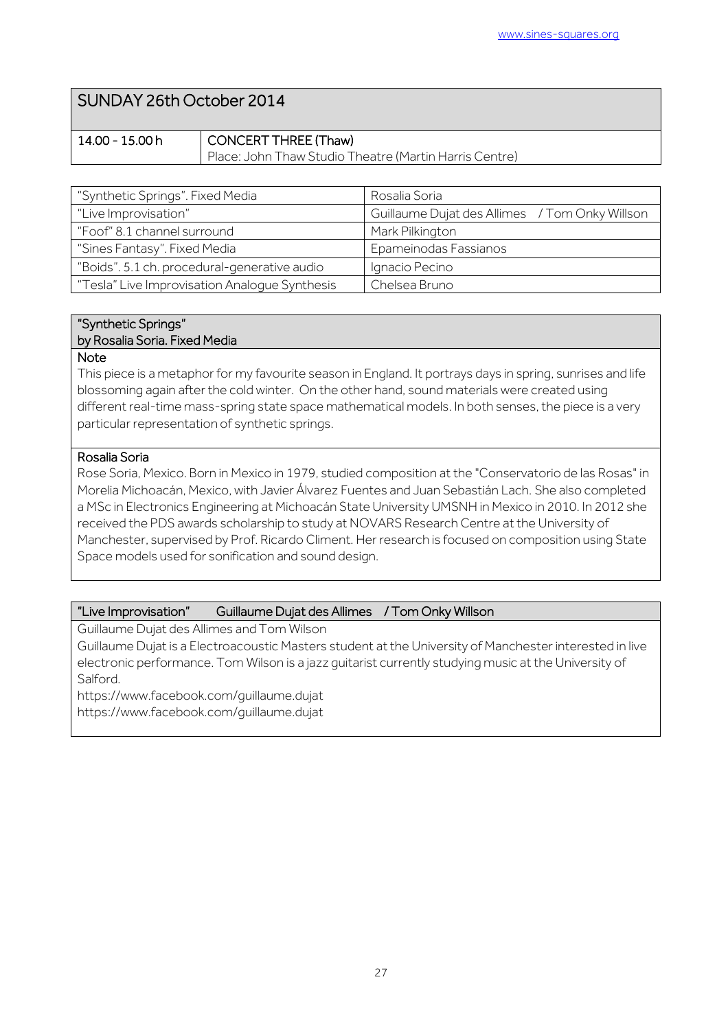## SUNDAY 26th October 2014

| 14.00 - 15.00 h | CONCERT THREE (Thaw)<br>Place: John Thaw Studio Theatre (Martin Harris Centre) |
|---|---|

| "Synthetic Springs". Fixed Media | Rosalia Soria |
|---|---|
| "Live Improvisation" | Guillaume Dujat des Allimes / Tom Onky Willson |
| "Foof" 8.1 channel surround | Mark Pilkington |
| "Sines Fantasy". Fixed Media | Epameinodas Fassianos |
| "Boids". 5.1 ch. procedural-generative audio | Ignacio Pecino |
| "Tesla" Live Improvisation Analogue Synthesis | Chelsea Bruno |

### "Synthetic Springs" by Rosalia Soria. Fixed Media

**Note**

This piece is a metaphor for my favourite season in England. It portrays days in spring, sunrises and life blossoming again after the cold winter. On the other hand, sound materials were created using different real-time mass-spring state space mathematical models. In both senses, the piece is a very particular representation of synthetic springs.

**Rosalia Soria**

Rose Soria, Mexico. Born in Mexico in 1979, studied composition at the "Conservatorio de las Rosas" in Morelia Michoacán, Mexico, with Javier Álvarez Fuentes and Juan Sebastián Lach. She also completed a MSc in Electronics Engineering at Michoacán State University UMSNH in Mexico in 2010. In 2012 she received the PDS awards scholarship to study at NOVARS Research Centre at the University of Manchester, supervised by Prof. Ricardo Climent. Her research is focused on composition using State Space models used for sonification and sound design.

### "Live Improvisation" Guillaume Dujat des Allimes / Tom Onky Willson

Guillaume Dujat des Allimes and Tom Wilson

Guillaume Dujat is a Electroacoustic Masters student at the University of Manchester interested in live electronic performance. Tom Wilson is a jazz guitarist currently studying music at the University of Salford.

https://www.facebook.com/guillaume.dujat

https://www.facebook.com/guillaume.dujat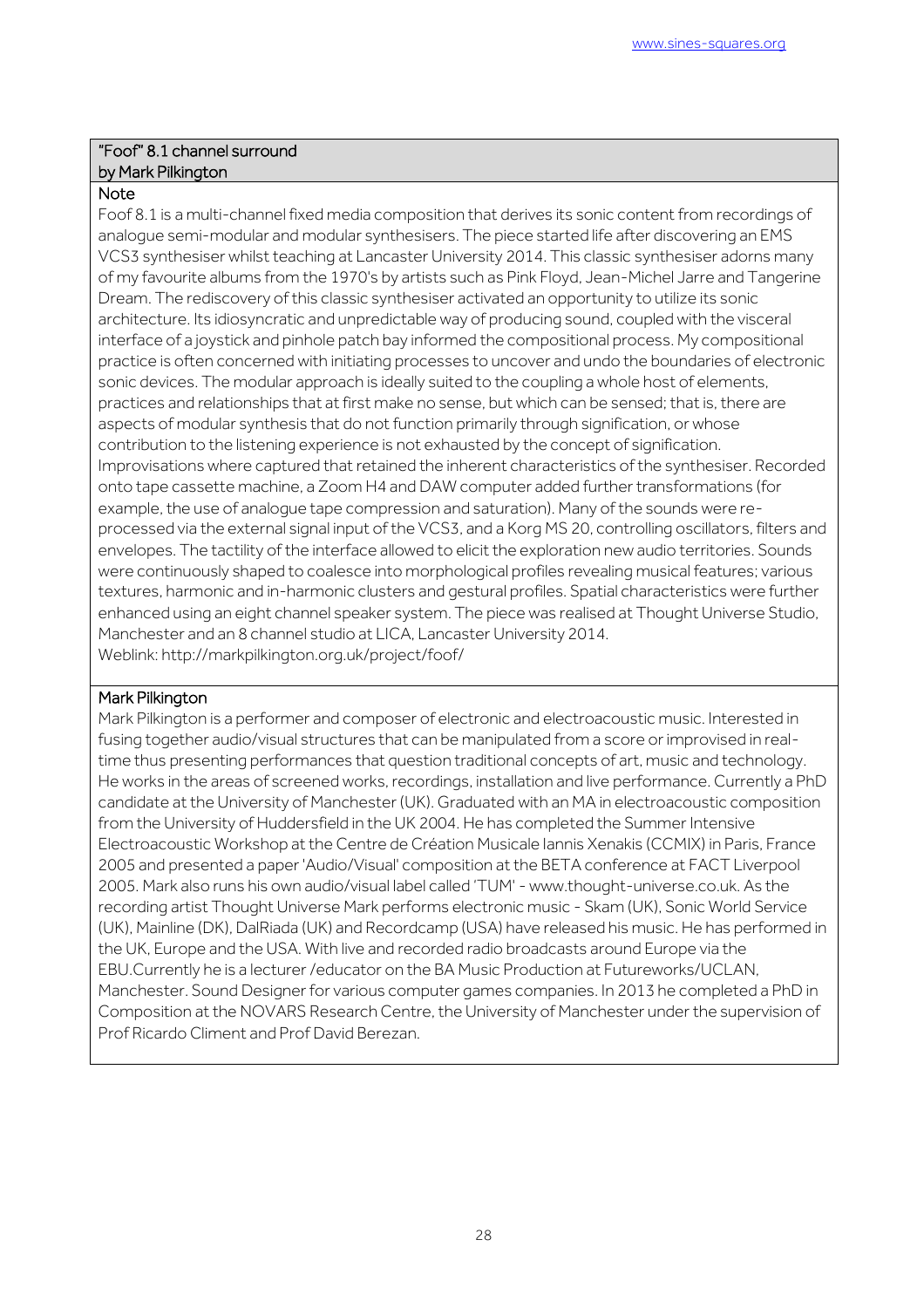## "Foof" 8.1 channel surround
## by Mark Pilkington

### Note

Foof 8.1 is a multi-channel fixed media composition that derives its sonic content from recordings of analogue semi-modular and modular synthesisers. The piece started life after discovering an EMS VCS3 synthesiser whilst teaching at Lancaster University 2014. This classic synthesiser adorns many of my favourite albums from the 1970's by artists such as Pink Floyd, Jean-Michel Jarre and Tangerine Dream. The rediscovery of this classic synthesiser activated an opportunity to utilize its sonic architecture. Its idiosyncratic and unpredictable way of producing sound, coupled with the visceral interface of a joystick and pinhole patch bay informed the compositional process. My compositional practice is often concerned with initiating processes to uncover and undo the boundaries of electronic sonic devices. The modular approach is ideally suited to the coupling a whole host of elements, practices and relationships that at first make no sense, but which can be sensed; that is, there are aspects of modular synthesis that do not function primarily through signification, or whose contribution to the listening experience is not exhausted by the concept of signification. Improvisations where captured that retained the inherent characteristics of the synthesiser. Recorded onto tape cassette machine, a Zoom H4 and DAW computer added further transformations (for example, the use of analogue tape compression and saturation). Many of the sounds were re-processed via the external signal input of the VCS3, and a Korg MS 20, controlling oscillators, filters and envelopes. The tactility of the interface allowed to elicit the exploration new audio territories. Sounds were continuously shaped to coalesce into morphological profiles revealing musical features; various textures, harmonic and in-harmonic clusters and gestural profiles. Spatial characteristics were further enhanced using an eight channel speaker system. The piece was realised at Thought Universe Studio, Manchester and an 8 channel studio at LICA, Lancaster University 2014.
Weblink: http://markpilkington.org.uk/project/foof/

### Mark Pilkington

Mark Pilkington is a performer and composer of electronic and electroacoustic music. Interested in fusing together audio/visual structures that can be manipulated from a score or improvised in real-time thus presenting performances that question traditional concepts of art, music and technology. He works in the areas of screened works, recordings, installation and live performance. Currently a PhD candidate at the University of Manchester (UK). Graduated with an MA in electroacoustic composition from the University of Huddersfield in the UK 2004. He has completed the Summer Intensive Electroacoustic Workshop at the Centre de Création Musicale Iannis Xenakis (CCMIX) in Paris, France 2005 and presented a paper 'Audio/Visual' composition at the BETA conference at FACT Liverpool 2005. Mark also runs his own audio/visual label called 'TUM' - www.thought-universe.co.uk. As the recording artist Thought Universe Mark performs electronic music - Skam (UK), Sonic World Service (UK), Mainline (DK), DalRiada (UK) and Recordcamp (USA) have released his music. He has performed in the UK, Europe and the USA. With live and recorded radio broadcasts around Europe via the EBU.Currently he is a lecturer /educator on the BA Music Production at Futureworks/UCLAN, Manchester. Sound Designer for various computer games companies. In 2013 he completed a PhD in Composition at the NOVARS Research Centre, the University of Manchester under the supervision of Prof Ricardo Climent and Prof David Berezan.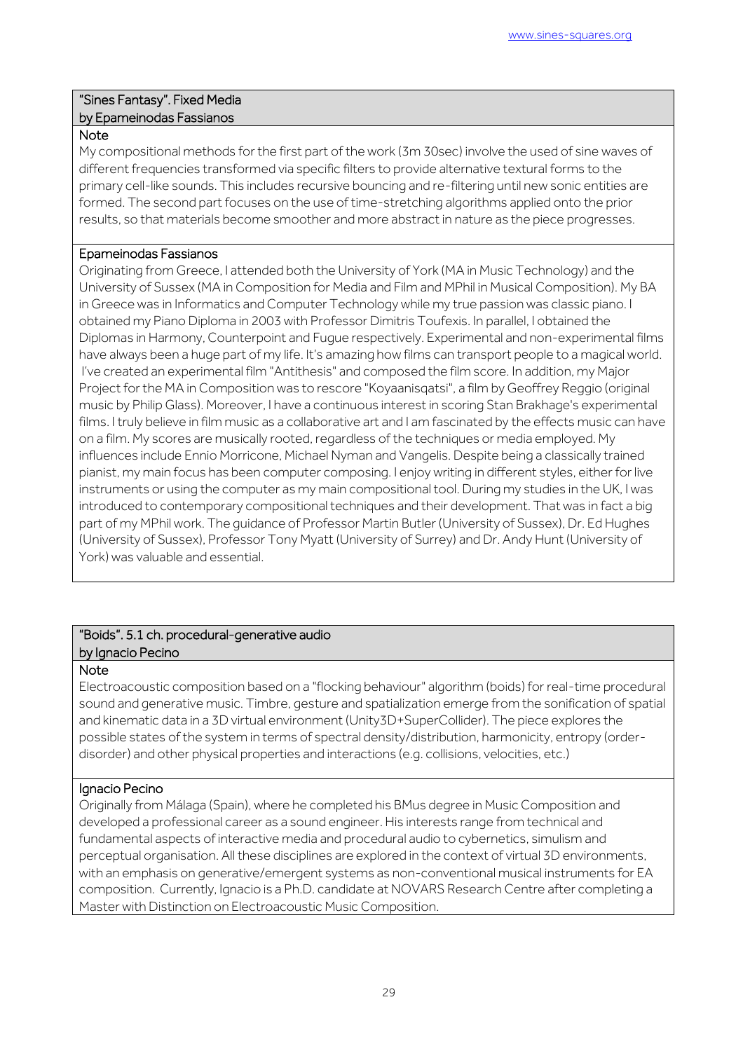### "Sines Fantasy". Fixed Media
### by Epameinodas Fassianos

**Note**

My compositional methods for the first part of the work (3m 30sec) involve the used of sine waves of different frequencies transformed via specific filters to provide alternative textural forms to the primary cell-like sounds. This includes recursive bouncing and re-filtering until new sonic entities are formed. The second part focuses on the use of time-stretching algorithms applied onto the prior results, so that materials become smoother and more abstract in nature as the piece progresses.

**Epameinodas Fassianos**

Originating from Greece, I attended both the University of York (MA in Music Technology) and the University of Sussex (MA in Composition for Media and Film and MPhil in Musical Composition). My BA in Greece was in Informatics and Computer Technology while my true passion was classic piano. I obtained my Piano Diploma in 2003 with Professor Dimitris Toufexis. In parallel, I obtained the Diplomas in Harmony, Counterpoint and Fugue respectively. Experimental and non-experimental films have always been a huge part of my life. It's amazing how films can transport people to a magical world. I've created an experimental film "Antithesis" and composed the film score. In addition, my Major Project for the MA in Composition was to rescore "Koyaanisqatsi", a film by Geoffrey Reggio (original music by Philip Glass). Moreover, I have a continuous interest in scoring Stan Brakhage's experimental films. I truly believe in film music as a collaborative art and I am fascinated by the effects music can have on a film. My scores are musically rooted, regardless of the techniques or media employed. My influences include Ennio Morricone, Michael Nyman and Vangelis. Despite being a classically trained pianist, my main focus has been computer composing. I enjoy writing in different styles, either for live instruments or using the computer as my main compositional tool. During my studies in the UK, I was introduced to contemporary compositional techniques and their development. That was in fact a big part of my MPhil work. The guidance of Professor Martin Butler (University of Sussex), Dr. Ed Hughes (University of Sussex), Professor Tony Myatt (University of Surrey) and Dr. Andy Hunt (University of York) was valuable and essential.

### "Boids". 5.1 ch. procedural-generative audio
### by Ignacio Pecino

**Note**

Electroacoustic composition based on a "flocking behaviour" algorithm (boids) for real-time procedural sound and generative music. Timbre, gesture and spatialization emerge from the sonification of spatial and kinematic data in a 3D virtual environment (Unity3D+SuperCollider). The piece explores the possible states of the system in terms of spectral density/distribution, harmonicity, entropy (order-disorder) and other physical properties and interactions (e.g. collisions, velocities, etc.)

**Ignacio Pecino**

Originally from Málaga (Spain), where he completed his BMus degree in Music Composition and developed a professional career as a sound engineer. His interests range from technical and fundamental aspects of interactive media and procedural audio to cybernetics, simulism and perceptual organisation. All these disciplines are explored in the context of virtual 3D environments, with an emphasis on generative/emergent systems as non-conventional musical instruments for EA composition. Currently, Ignacio is a Ph.D. candidate at NOVARS Research Centre after completing a Master with Distinction on Electroacoustic Music Composition.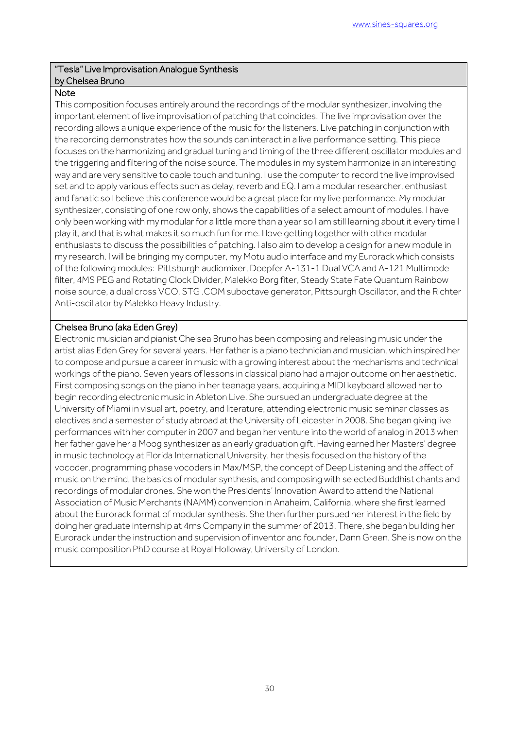## "Tesla" Live Improvisation Analogue Synthesis by Chelsea Bruno

### Note

This composition focuses entirely around the recordings of the modular synthesizer, involving the important element of live improvisation of patching that coincides. The live improvisation over the recording allows a unique experience of the music for the listeners. Live patching in conjunction with the recording demonstrates how the sounds can interact in a live performance setting. This piece focuses on the harmonizing and gradual tuning and timing of the three different oscillator modules and the triggering and filtering of the noise source. The modules in my system harmonize in an interesting way and are very sensitive to cable touch and tuning. I use the computer to record the live improvised set and to apply various effects such as delay, reverb and EQ. I am a modular researcher, enthusiast and fanatic so I believe this conference would be a great place for my live performance. My modular synthesizer, consisting of one row only, shows the capabilities of a select amount of modules. I have only been working with my modular for a little more than a year so I am still learning about it every time I play it, and that is what makes it so much fun for me. I love getting together with other modular enthusiasts to discuss the possibilities of patching. I also aim to develop a design for a new module in my research. I will be bringing my computer, my Motu audio interface and my Eurorack which consists of the following modules: Pittsburgh audiomixer, Doepfer A-131-1 Dual VCA and A-121 Multimode filter, 4MS PEG and Rotating Clock Divider, Malekko Borg fiter, Steady State Fate Quantum Rainbow noise source, a dual cross VCO, STG .COM suboctave generator, Pittsburgh Oscillator, and the Richter Anti-oscillator by Malekko Heavy Industry.

### Chelsea Bruno (aka Eden Grey)

Electronic musician and pianist Chelsea Bruno has been composing and releasing music under the artist alias Eden Grey for several years. Her father is a piano technician and musician, which inspired her to compose and pursue a career in music with a growing interest about the mechanisms and technical workings of the piano. Seven years of lessons in classical piano had a major outcome on her aesthetic. First composing songs on the piano in her teenage years, acquiring a MIDI keyboard allowed her to begin recording electronic music in Ableton Live. She pursued an undergraduate degree at the University of Miami in visual art, poetry, and literature, attending electronic music seminar classes as electives and a semester of study abroad at the University of Leicester in 2008. She began giving live performances with her computer in 2007 and began her venture into the world of analog in 2013 when her father gave her a Moog synthesizer as an early graduation gift. Having earned her Masters' degree in music technology at Florida International University, her thesis focused on the history of the vocoder, programming phase vocoders in Max/MSP, the concept of Deep Listening and the affect of music on the mind, the basics of modular synthesis, and composing with selected Buddhist chants and recordings of modular drones. She won the Presidents' Innovation Award to attend the National Association of Music Merchants (NAMM) convention in Anaheim, California, where she first learned about the Eurorack format of modular synthesis. She then further pursued her interest in the field by doing her graduate internship at 4ms Company in the summer of 2013. There, she began building her Eurorack under the instruction and supervision of inventor and founder, Dann Green. She is now on the music composition PhD course at Royal Holloway, University of London.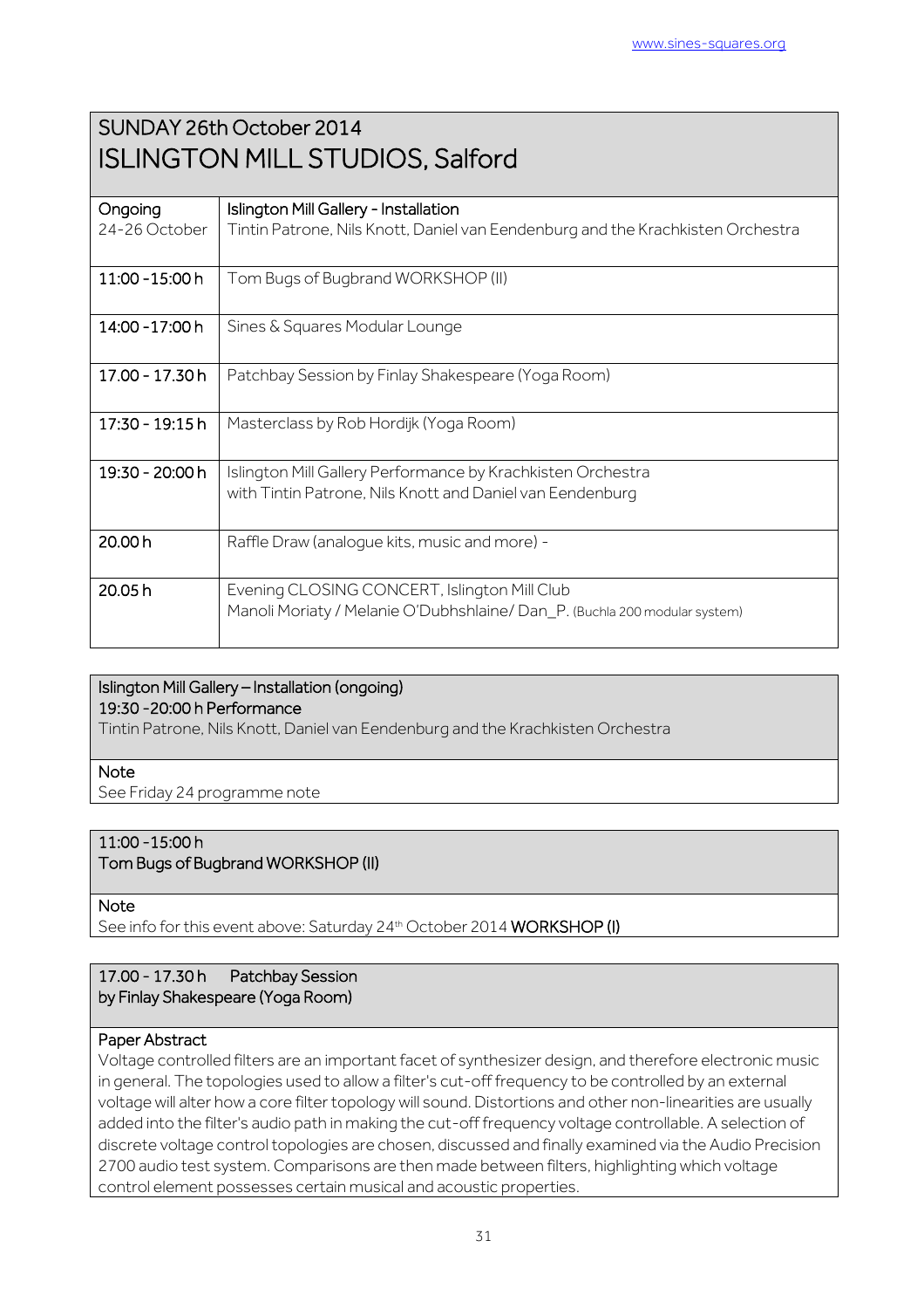## SUNDAY 26th October 2014
# ISLINGTON MILL STUDIOS, Salford

| | |
|---|---|
| Ongoing 24-26 October | Islington Mill Gallery - Installation<br>Tintin Patrone, Nils Knott, Daniel van Eendenburg and the Krachkisten Orchestra |
| 11:00 -15:00 h | Tom Bugs of Bugbrand WORKSHOP (II) |
| 14:00 -17:00 h | Sines & Squares Modular Lounge |
| 17.00 - 17.30 h | Patchbay Session by Finlay Shakespeare (Yoga Room) |
| 17:30 - 19:15 h | Masterclass by Rob Hordijk (Yoga Room) |
| 19:30 - 20:00 h | Islington Mill Gallery Performance by Krachkisten Orchestra<br>with Tintin Patrone, Nils Knott and Daniel van Eendenburg |
| 20.00 h | Raffle Draw (analogue kits, music and more) - |
| 20.05 h | Evening CLOSING CONCERT, Islington Mill Club<br>Manoli Moriaty / Melanie O'Dubhshlaine/ Dan_P. (Buchla 200 modular system) |

### Islington Mill Gallery – Installation (ongoing)
### 19:30 -20:00 h Performance

Tintin Patrone, Nils Knott, Daniel van Eendenburg and the Krachkisten Orchestra

**Note**

See Friday 24 programme note

### 11:00 -15:00 h
### Tom Bugs of Bugbrand WORKSHOP (II)

**Note**

See info for this event above: Saturday 24th October 2014 **WORKSHOP (I)**

### 17.00 - 17.30 h Patchbay Session by Finlay Shakespeare (Yoga Room)

**Paper Abstract**

Voltage controlled filters are an important facet of synthesizer design, and therefore electronic music in general. The topologies used to allow a filter's cut-off frequency to be controlled by an external voltage will alter how a core filter topology will sound. Distortions and other non-linearities are usually added into the filter's audio path in making the cut-off frequency voltage controllable. A selection of discrete voltage control topologies are chosen, discussed and finally examined via the Audio Precision 2700 audio test system. Comparisons are then made between filters, highlighting which voltage control element possesses certain musical and acoustic properties.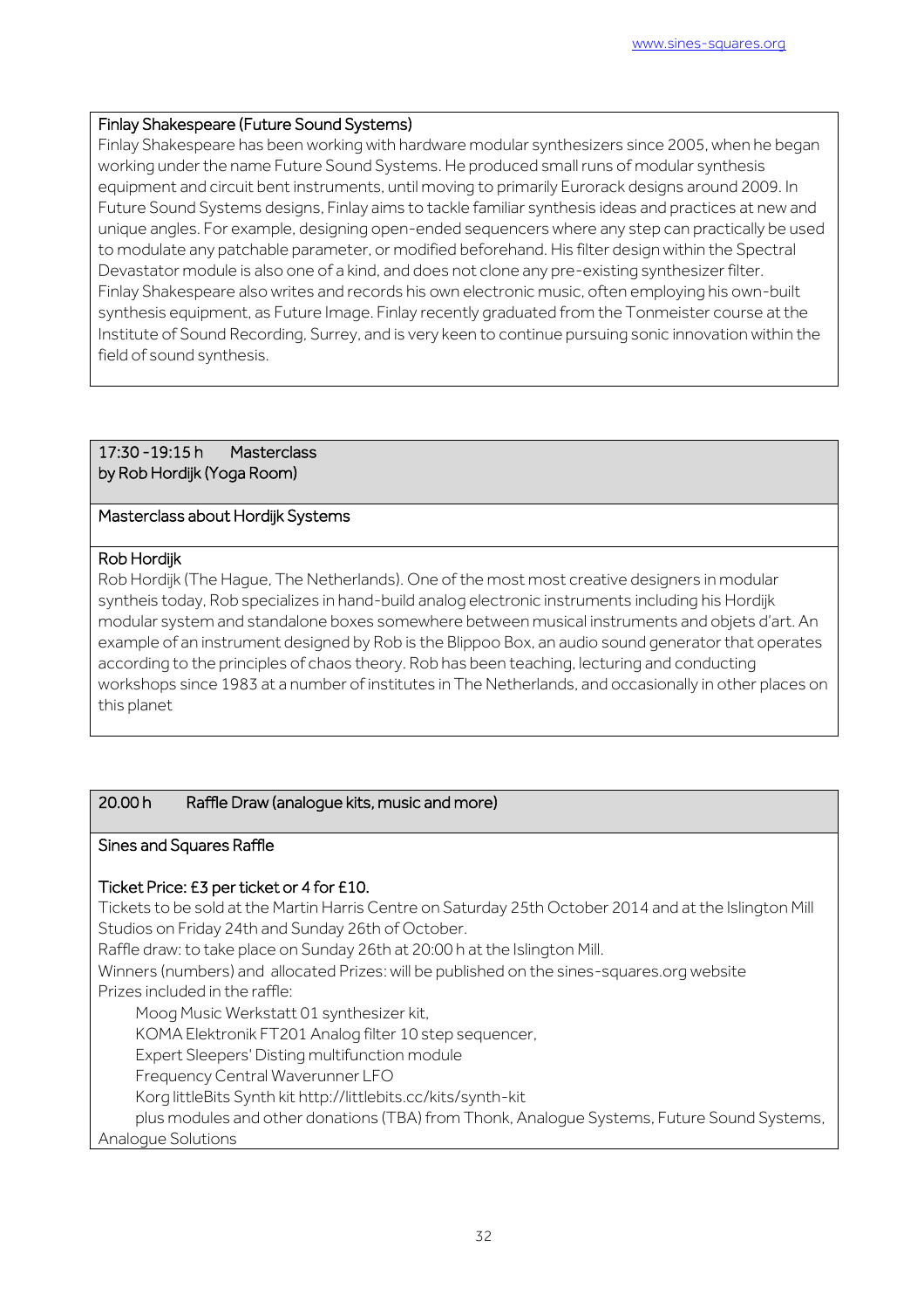### Finlay Shakespeare (Future Sound Systems)

Finlay Shakespeare has been working with hardware modular synthesizers since 2005, when he began working under the name Future Sound Systems. He produced small runs of modular synthesis equipment and circuit bent instruments, until moving to primarily Eurorack designs around 2009. In Future Sound Systems designs, Finlay aims to tackle familiar synthesis ideas and practices at new and unique angles. For example, designing open-ended sequencers where any step can practically be used to modulate any patchable parameter, or modified beforehand. His filter design within the Spectral Devastator module is also one of a kind, and does not clone any pre-existing synthesizer filter. Finlay Shakespeare also writes and records his own electronic music, often employing his own-built synthesis equipment, as Future Image. Finlay recently graduated from the Tonmeister course at the Institute of Sound Recording, Surrey, and is very keen to continue pursuing sonic innovation within the field of sound synthesis.

## 17:30 -19:15 h Masterclass by Rob Hordijk (Yoga Room)

### Masterclass about Hordijk Systems

### Rob Hordijk

Rob Hordijk (The Hague, The Netherlands). One of the most most creative designers in modular syntheis today, Rob specializes in hand-build analog electronic instruments including his Hordijk modular system and standalone boxes somewhere between musical instruments and objets d'art. An example of an instrument designed by Rob is the Blippoo Box, an audio sound generator that operates according to the principles of chaos theory. Rob has been teaching, lecturing and conducting workshops since 1983 at a number of institutes in The Netherlands, and occasionally in other places on this planet

## 20.00 h Raffle Draw (analogue kits, music and more)

### Sines and Squares Raffle

**Ticket Price: £3 per ticket or 4 for £10.**

Tickets to be sold at the Martin Harris Centre on Saturday 25th October 2014 and at the Islington Mill Studios on Friday 24th and Sunday 26th of October.

Raffle draw: to take place on Sunday 26th at 20:00 h at the Islington Mill.

Winners (numbers) and allocated Prizes: will be published on the sines-squares.org website

Prizes included in the raffle:

- Moog Music Werkstatt 01 synthesizer kit,
- KOMA Elektronik FT201 Analog filter 10 step sequencer,
- Expert Sleepers' Disting multifunction module
- Frequency Central Waverunner LFO
- Korg littleBits Synth kit http://littlebits.cc/kits/synth-kit
- plus modules and other donations (TBA) from Thonk, Analogue Systems, Future Sound Systems, Analogue Solutions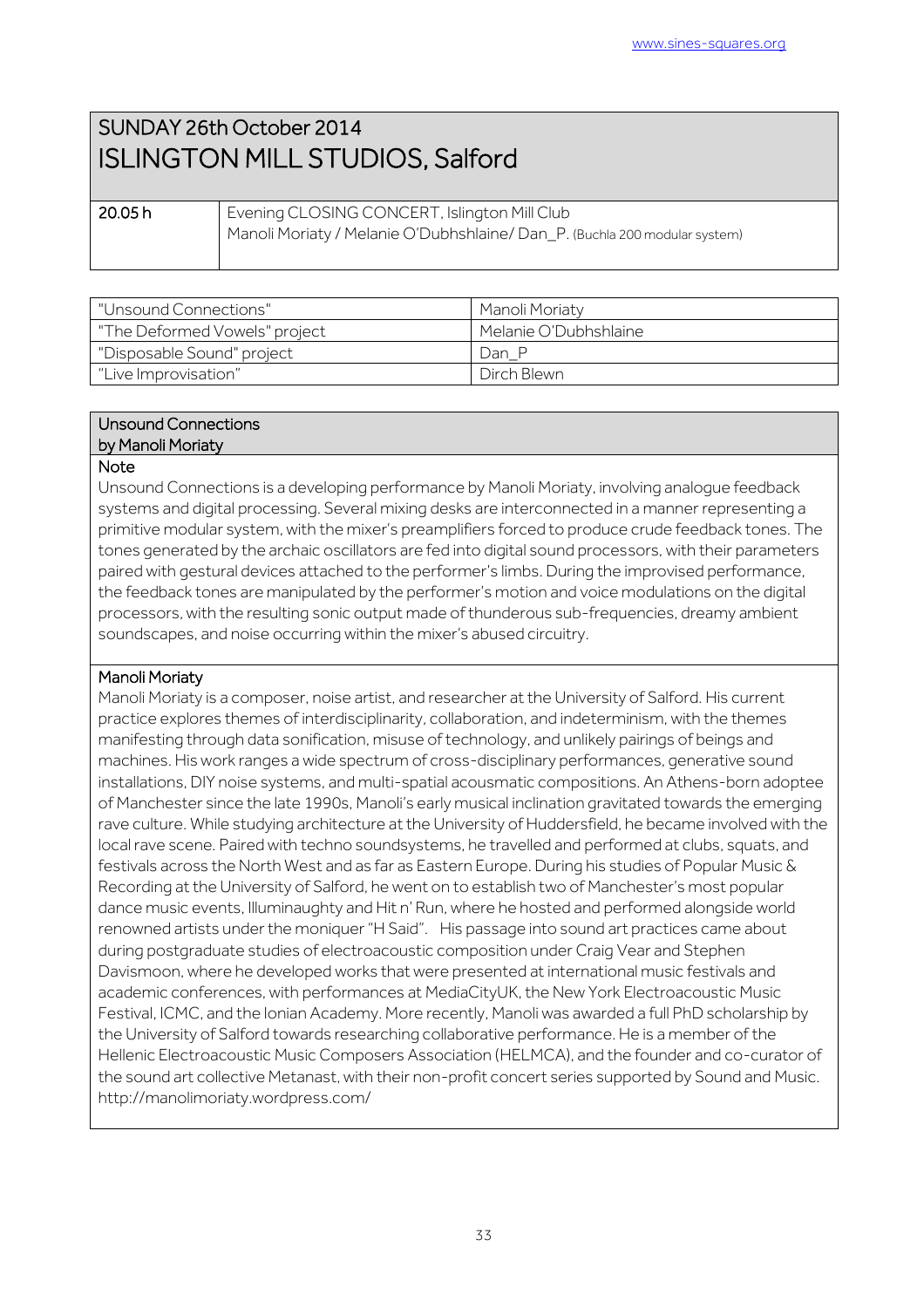## SUNDAY 26th October 2014
# ISLINGTON MILL STUDIOS, Salford

| | |
|---|---|
| **20.05 h** | Evening CLOSING CONCERT, Islington Mill Club<br>Manoli Moriaty / Melanie O'Dubhshlaine/ Dan_P. (Buchla 200 modular system) |

| | |
|---|---|
| "Unsound Connections" | Manoli Moriaty |
| "The Deformed Vowels" project | Melanie O'Dubhshlaine |
| "Disposable Sound" project | Dan_P |
| "Live Improvisation" | Dirch Blewn |

### Unsound Connections
### by Manoli Moriaty

**Note**

Unsound Connections is a developing performance by Manoli Moriaty, involving analogue feedback systems and digital processing. Several mixing desks are interconnected in a manner representing a primitive modular system, with the mixer's preamplifiers forced to produce crude feedback tones. The tones generated by the archaic oscillators are fed into digital sound processors, with their parameters paired with gestural devices attached to the performer's limbs. During the improvised performance, the feedback tones are manipulated by the performer's motion and voice modulations on the digital processors, with the resulting sonic output made of thunderous sub-frequencies, dreamy ambient soundscapes, and noise occurring within the mixer's abused circuitry.

**Manoli Moriaty**

Manoli Moriaty is a composer, noise artist, and researcher at the University of Salford. His current practice explores themes of interdisciplinarity, collaboration, and indeterminism, with the themes manifesting through data sonification, misuse of technology, and unlikely pairings of beings and machines. His work ranges a wide spectrum of cross-disciplinary performances, generative sound installations, DIY noise systems, and multi-spatial acousmatic compositions. An Athens-born adoptee of Manchester since the late 1990s, Manoli's early musical inclination gravitated towards the emerging rave culture. While studying architecture at the University of Huddersfield, he became involved with the local rave scene. Paired with techno soundsystems, he travelled and performed at clubs, squats, and festivals across the North West and as far as Eastern Europe. During his studies of Popular Music & Recording at the University of Salford, he went on to establish two of Manchester's most popular dance music events, Illuminaughty and Hit n' Run, where he hosted and performed alongside world renowned artists under the moniquer "H Said". His passage into sound art practices came about during postgraduate studies of electroacoustic composition under Craig Vear and Stephen Davismoon, where he developed works that were presented at international music festivals and academic conferences, with performances at MediaCityUK, the New York Electroacoustic Music Festival, ICMC, and the Ionian Academy. More recently, Manoli was awarded a full PhD scholarship by the University of Salford towards researching collaborative performance. He is a member of the Hellenic Electroacoustic Music Composers Association (HELMCA), and the founder and co-curator of the sound art collective Metanast, with their non-profit concert series supported by Sound and Music. http://manolimoriaty.wordpress.com/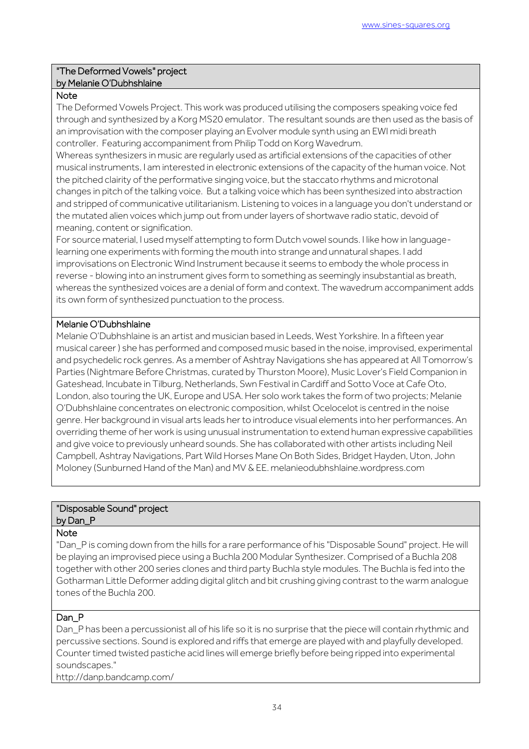## "The Deformed Vowels" project
## by Melanie O'Dubhshlaine

### Note

The Deformed Vowels Project. This work was produced utilising the composers speaking voice fed through and synthesized by a Korg MS20 emulator. The resultant sounds are then used as the basis of an improvisation with the composer playing an Evolver module synth using an EWI midi breath controller. Featuring accompaniment from Philip Todd on Korg Wavedrum.

Whereas synthesizers in music are regularly used as artificial extensions of the capacities of other musical instruments, I am interested in electronic extensions of the capacity of the human voice. Not the pitched clarity of the performative singing voice, but the staccato rhythms and microtonal changes in pitch of the talking voice. But a talking voice which has been synthesized into abstraction and stripped of communicative utilitarianism. Listening to voices in a language you don't understand or the mutated alien voices which jump out from under layers of shortwave radio static, devoid of meaning, content or signification.

For source material, I used myself attempting to form Dutch vowel sounds. I like how in language-learning one experiments with forming the mouth into strange and unnatural shapes. I add improvisations on Electronic Wind Instrument because it seems to embody the whole process in reverse - blowing into an instrument gives form to something as seemingly insubstantial as breath, whereas the synthesized voices are a denial of form and context. The wavedrum accompaniment adds its own form of synthesized punctuation to the process.

### Melanie O'Dubhshlaine

Melanie O'Dubhshlaine is an artist and musician based in Leeds, West Yorkshire. In a fifteen year musical career ) she has performed and composed music based in the noise, improvised, experimental and psychedelic rock genres. As a member of Ashtray Navigations she has appeared at All Tomorrow's Parties (Nightmare Before Christmas, curated by Thurston Moore), Music Lover's Field Companion in Gateshead, Incubate in Tilburg, Netherlands, Swn Festival in Cardiff and Sotto Voce at Cafe Oto, London, also touring the UK, Europe and USA. Her solo work takes the form of two projects; Melanie O'Dubhshlaine concentrates on electronic composition, whilst Ocelocelot is centred in the noise genre. Her background in visual arts leads her to introduce visual elements into her performances. An overriding theme of her work is using unusual instrumentation to extend human expressive capabilities and give voice to previously unheard sounds. She has collaborated with other artists including Neil Campbell, Ashtray Navigations, Part Wild Horses Mane On Both Sides, Bridget Hayden, Uton, John Moloney (Sunburned Hand of the Man) and MV & EE. melanieodubhshlaine.wordpress.com

## "Disposable Sound" project
## by Dan_P

### Note

"Dan_P is coming down from the hills for a rare performance of his "Disposable Sound" project. He will be playing an improvised piece using a Buchla 200 Modular Synthesizer. Comprised of a Buchla 208 together with other 200 series clones and third party Buchla style modules. The Buchla is fed into the Gotharman Little Deformer adding digital glitch and bit crushing giving contrast to the warm analogue tones of the Buchla 200.

### Dan_P

Dan_P has been a percussionist all of his life so it is no surprise that the piece will contain rhythmic and percussive sections. Sound is explored and riffs that emerge are played with and playfully developed. Counter timed twisted pastiche acid lines will emerge briefly before being ripped into experimental soundscapes."

http://danp.bandcamp.com/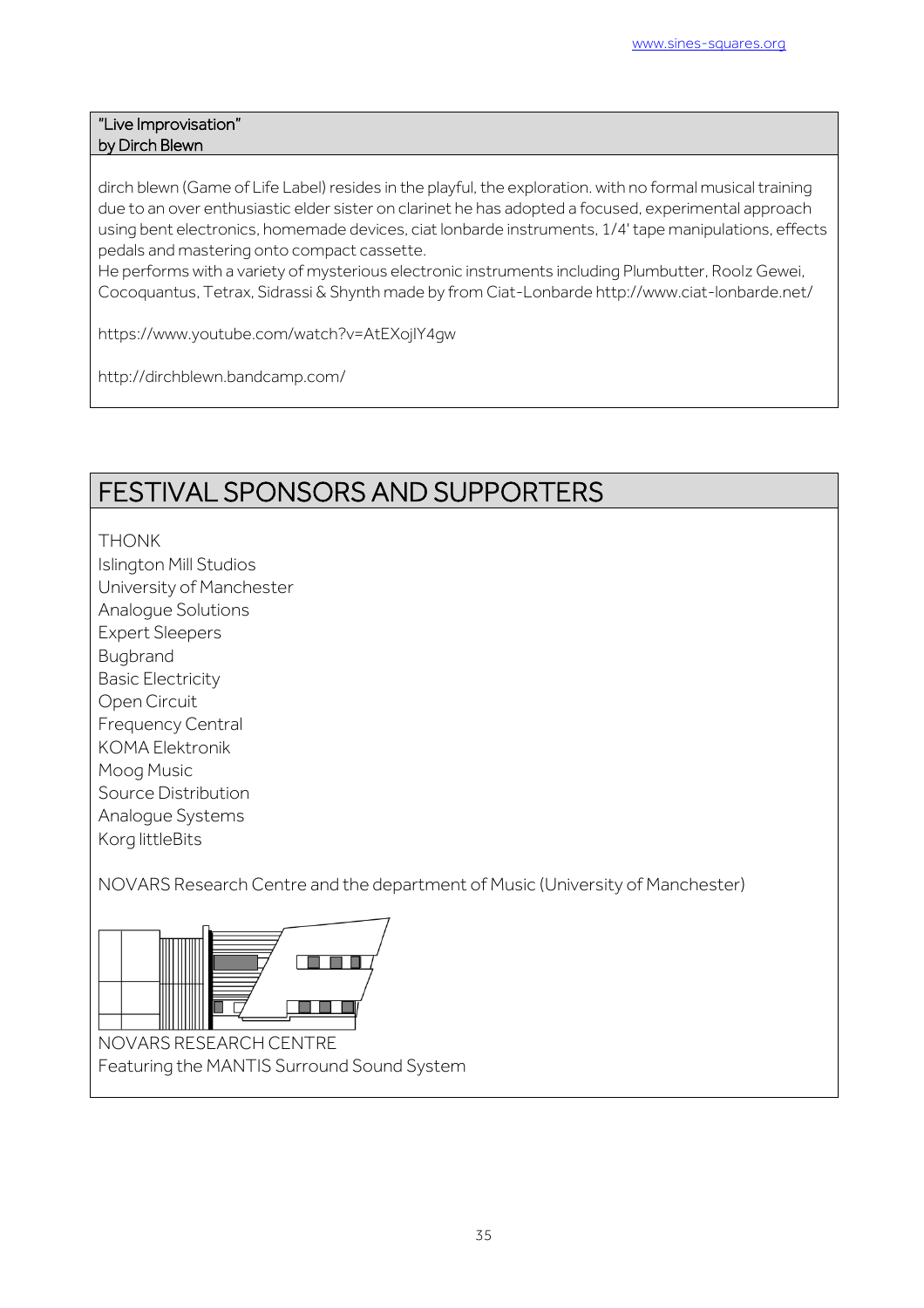### "Live Improvisation"
### by Dirch Blewn

dirch blewn (Game of Life Label) resides in the playful, the exploration. with no formal musical training due to an over enthusiastic elder sister on clarinet he has adopted a focused, experimental approach using bent electronics, homemade devices, ciat lonbarde instruments, 1/4' tape manipulations, effects pedals and mastering onto compact cassette.
He performs with a variety of mysterious electronic instruments including Plumbutter, Roolz Gewei, Cocoquantus, Tetrax, Sidrassi & Shynth made by from Ciat-Lonbarde http://www.ciat-lonbarde.net/

https://www.youtube.com/watch?v=AtEXojlY4gw

http://dirchblewn.bandcamp.com/

## FESTIVAL SPONSORS AND SUPPORTERS

THONK
Islington Mill Studios
University of Manchester
Analogue Solutions
Expert Sleepers
Bugbrand
Basic Electricity
Open Circuit
Frequency Central
KOMA Elektronik
Moog Music
Source Distribution
Analogue Systems
Korg littleBits

NOVARS Research Centre and the department of Music (University of Manchester)

NOVARS RESEARCH CENTRE
Featuring the MANTIS Surround Sound System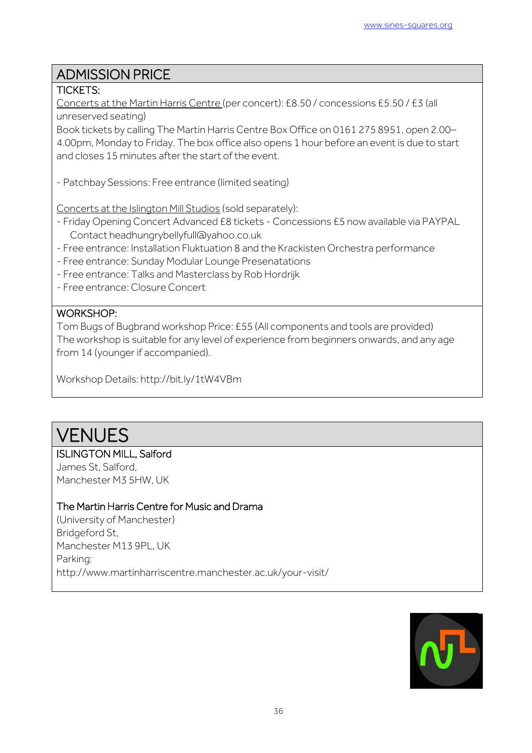## ADMISSION PRICE

### TICKETS:

Concerts at the Martin Harris Centre (per concert): £8.50 / concessions £5.50 / £3 (all unreserved seating)

Book tickets by calling The Martin Harris Centre Box Office on 0161 275 8951, open 2.00–4.00pm, Monday to Friday. The box office also opens 1 hour before an event is due to start and closes 15 minutes after the start of the event.

- Patchbay Sessions: Free entrance (limited seating)

Concerts at the Islington Mill Studios (sold separately):

- Friday Opening Concert Advanced £8 tickets - Concessions £5 now available via PAYPAL Contact headhungrybellyfull@yahoo.co.uk
- Free entrance: Installation Fluktuation 8 and the Krackisten Orchestra performance
- Free entrance: Sunday Modular Lounge Presenatations
- Free entrance: Talks and Masterclass by Rob Hordrijk
- Free entrance: Closure Concert

### WORKSHOP:

Tom Bugs of Bugbrand workshop Price: £55 (All components and tools are provided)
The workshop is suitable for any level of experience from beginners onwards, and any age from 14 (younger if accompanied).

Workshop Details: http://bit.ly/1tW4VBm

## VENUES

**ISLINGTON MILL, Salford**
James St, Salford,
Manchester M3 5HW, UK

**The Martin Harris Centre for Music and Drama**
(University of Manchester)
Bridgeford St,
Manchester M13 9PL, UK
Parking:
http://www.martinharriscentre.manchester.ac.uk/your-visit/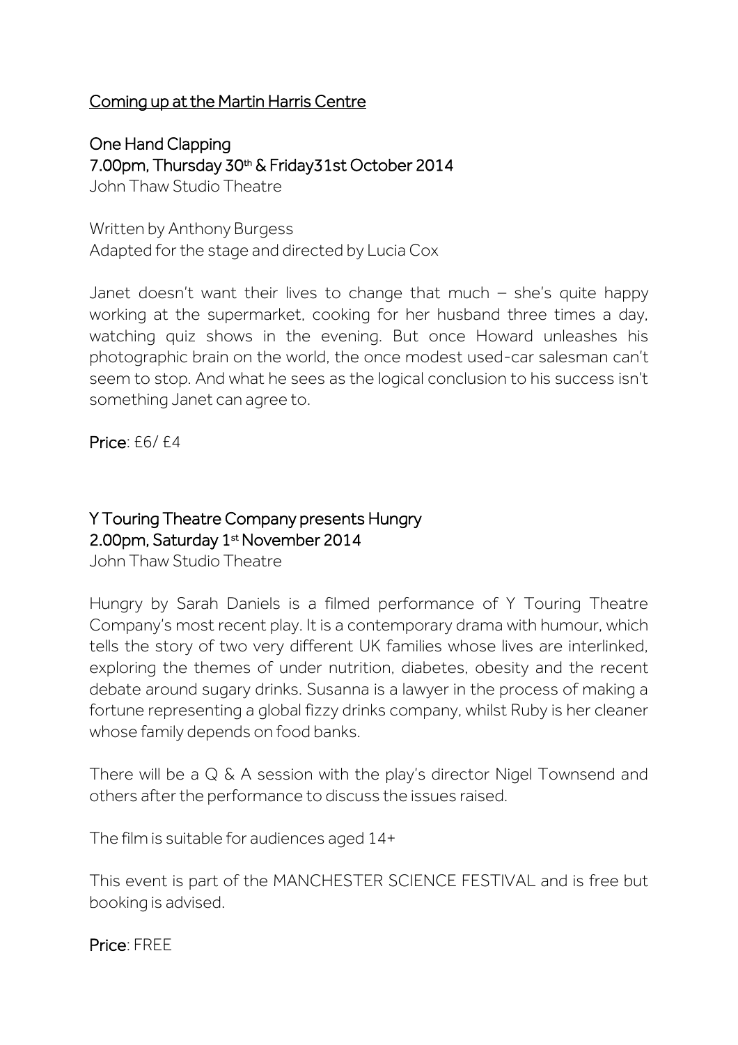Coming up at the Martin Harris Centre

## One Hand Clapping
### 7.00pm, Thursday 30th & Friday31st October 2014
John Thaw Studio Theatre

Written by Anthony Burgess
Adapted for the stage and directed by Lucia Cox

Janet doesn't want their lives to change that much – she's quite happy working at the supermarket, cooking for her husband three times a day, watching quiz shows in the evening. But once Howard unleashes his photographic brain on the world, the once modest used-car salesman can't seem to stop. And what he sees as the logical conclusion to his success isn't something Janet can agree to.

Price: £6/ £4

## Y Touring Theatre Company presents Hungry
### 2.00pm, Saturday 1st November 2014
John Thaw Studio Theatre

Hungry by Sarah Daniels is a filmed performance of Y Touring Theatre Company's most recent play. It is a contemporary drama with humour, which tells the story of two very different UK families whose lives are interlinked, exploring the themes of under nutrition, diabetes, obesity and the recent debate around sugary drinks. Susanna is a lawyer in the process of making a fortune representing a global fizzy drinks company, whilst Ruby is her cleaner whose family depends on food banks.

There will be a Q & A session with the play's director Nigel Townsend and others after the performance to discuss the issues raised.

The film is suitable for audiences aged 14+

This event is part of the MANCHESTER SCIENCE FESTIVAL and is free but booking is advised.

Price: FREE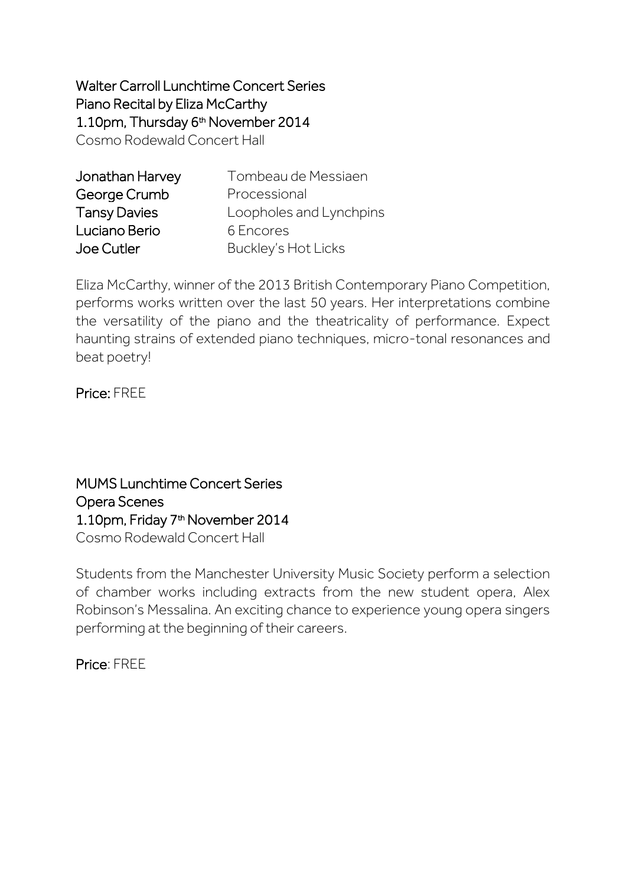## Walter Carroll Lunchtime Concert Series
## Piano Recital by Eliza McCarthy
## 1.10pm, Thursday 6th November 2014

Cosmo Rodewald Concert Hall

| | |
|---|---|
| **Jonathan Harvey** | Tombeau de Messiaen |
| **George Crumb** | Processional |
| **Tansy Davies** | Loopholes and Lynchpins |
| **Luciano Berio** | 6 Encores |
| **Joe Cutler** | Buckley's Hot Licks |

Eliza McCarthy, winner of the 2013 British Contemporary Piano Competition, performs works written over the last 50 years. Her interpretations combine the versatility of the piano and the theatricality of performance. Expect haunting strains of extended piano techniques, micro-tonal resonances and beat poetry!

**Price:** FREE

## MUMS Lunchtime Concert Series
## Opera Scenes
## 1.10pm, Friday 7th November 2014

Cosmo Rodewald Concert Hall

Students from the Manchester University Music Society perform a selection of chamber works including extracts from the new student opera, Alex Robinson's Messalina. An exciting chance to experience young opera singers performing at the beginning of their careers.

**Price**: FREE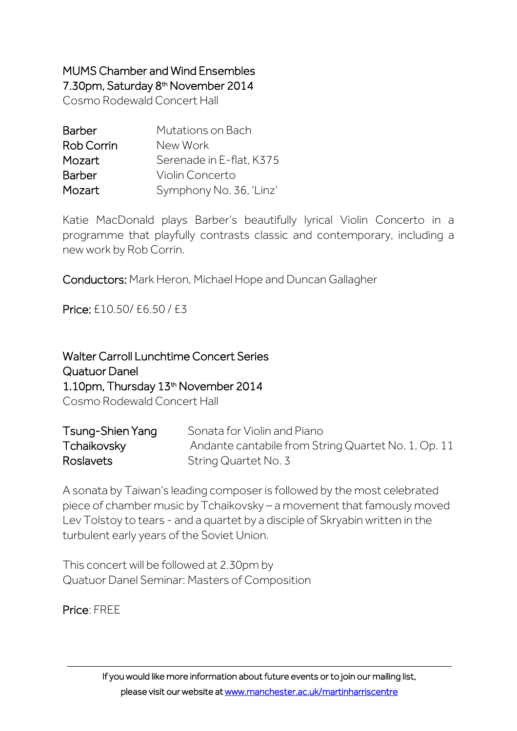**MUMS Chamber and Wind Ensembles**
**7.30pm, Saturday 8th November 2014**
Cosmo Rodewald Concert Hall

| | |
|---|---|
| **Barber** | Mutations on Bach |
| **Rob Corrin** | New Work |
| **Mozart** | Serenade in E-flat, K375 |
| **Barber** | Violin Concerto |
| **Mozart** | Symphony No. 36, 'Linz' |

Katie MacDonald plays Barber's beautifully lyrical Violin Concerto in a programme that playfully contrasts classic and contemporary, including a new work by Rob Corrin.

**Conductors:** Mark Heron, Michael Hope and Duncan Gallagher

**Price:** £10.50/ £6.50 / £3

**Walter Carroll Lunchtime Concert Series**
**Quatuor Danel**
**1.10pm, Thursday 13th November 2014**
Cosmo Rodewald Concert Hall

| | |
|---|---|
| **Tsung-Shien Yang** | Sonata for Violin and Piano |
| **Tchaikovsky** | Andante cantabile from String Quartet No. 1, Op. 11 |
| **Roslavets** | String Quartet No. 3 |

A sonata by Taiwan's leading composer is followed by the most celebrated piece of chamber music by Tchaikovsky – a movement that famously moved Lev Tolstoy to tears - and a quartet by a disciple of Skryabin written in the turbulent early years of the Soviet Union.

This concert will be followed at 2.30pm by
Quatuor Danel Seminar: Masters of Composition

**Price**: FREE

If you would like more information about future events or to join our mailing list, please visit our website at www.manchester.ac.uk/martinharriscentre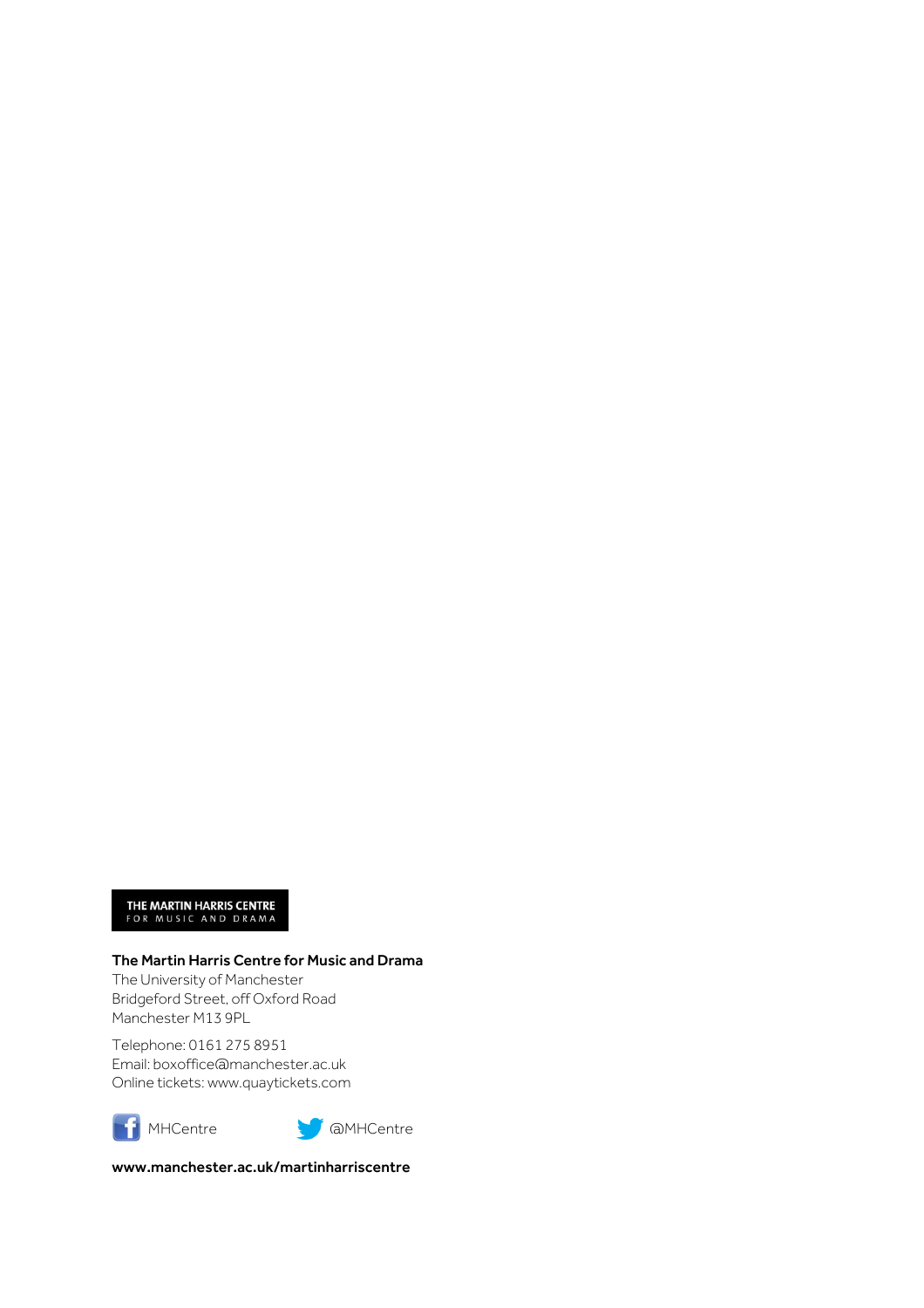THE MARTIN HARRIS CENTRE
FOR MUSIC AND DRAMA

**The Martin Harris Centre for Music and Drama**
The University of Manchester
Bridgeford Street, off Oxford Road
Manchester M13 9PL

Telephone: 0161 275 8951
Email: boxoffice@manchester.ac.uk
Online tickets: www.quaytickets.com

MHCentre

@MHCentre

**www.manchester.ac.uk/martinharriscentre**